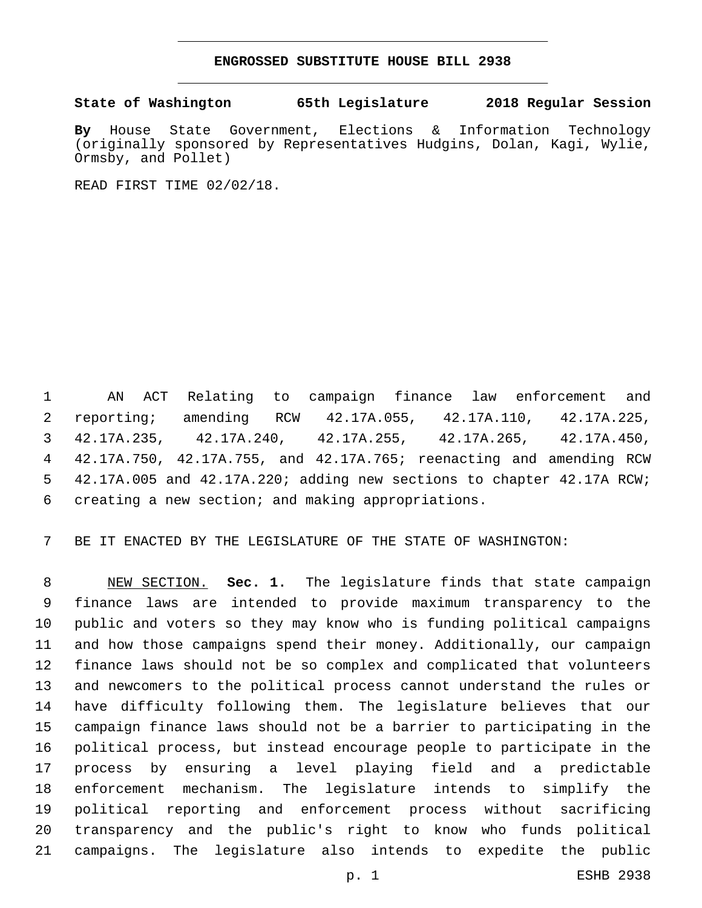# ENGROSSED SUBSTITUTE HOUSE BILL 2938

**State of Washington 65th Legislature 2018 Regular Session**

**By** House State Government, Elections & Information Technology (originally sponsored by Representatives Hudgins, Dolan, Kagi, Wylie, Ormsby, and Pollet)

READ FIRST TIME 02/02/18.

AN ACT Relating to campaign finance law enforcement and reporting; amending RCW 42.17A.055, 42.17A.110, 42.17A.225, 42.17A.235, 42.17A.240, 42.17A.255, 42.17A.265, 42.17A.450, 42.17A.750, 42.17A.755, and 42.17A.765; reenacting and amending RCW 42.17A.005 and 42.17A.220; adding new sections to chapter 42.17A RCW; creating a new section; and making appropriations.

BE IT ENACTED BY THE LEGISLATURE OF THE STATE OF WASHINGTON:

NEW SECTION. **Sec. 1.** The legislature finds that state campaign finance laws are intended to provide maximum transparency to the public and voters so they may know who is funding political campaigns and how those campaigns spend their money. Additionally, our campaign finance laws should not be so complex and complicated that volunteers and newcomers to the political process cannot understand the rules or have difficulty following them. The legislature believes that our campaign finance laws should not be a barrier to participating in the political process, but instead encourage people to participate in the process by ensuring a level playing field and a predictable enforcement mechanism. The legislature intends to simplify the political reporting and enforcement process without sacrificing transparency and the public's right to know who funds political campaigns. The legislature also intends to expedite the public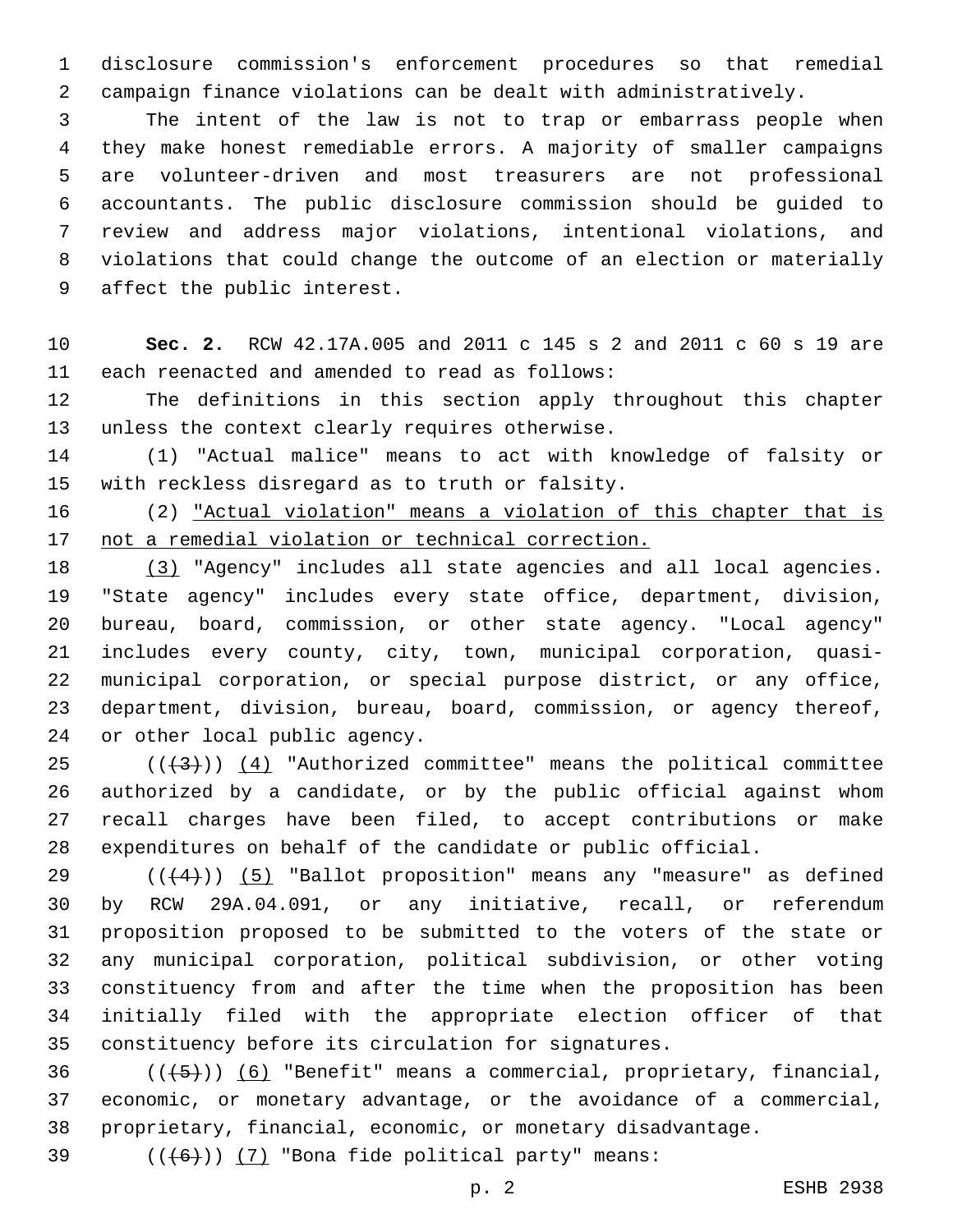disclosure commission's enforcement procedures so that remedial campaign finance violations can be dealt with administratively.

The intent of the law is not to trap or embarrass people when they make honest remediable errors. A majority of smaller campaigns are volunteer-driven and most treasurers are not professional accountants. The public disclosure commission should be guided to review and address major violations, intentional violations, and violations that could change the outcome of an election or materially affect the public interest.

**Sec. 2.** RCW 42.17A.005 and 2011 c 145 s 2 and 2011 c 60 s 19 are each reenacted and amended to read as follows:

The definitions in this section apply throughout this chapter unless the context clearly requires otherwise.

(1) "Actual malice" means to act with knowledge of falsity or with reckless disregard as to truth or falsity.

(2) <u>"Actual violation" means a violation of this chapter that is not a remedial violation or technical correction.</u>

<u>(3)</u> "Agency" includes all state agencies and all local agencies. "State agency" includes every state office, department, division, bureau, board, commission, or other state agency. "Local agency" includes every county, city, town, municipal corporation, quasi-municipal corporation, or special purpose district, or any office, department, division, bureau, board, commission, or agency thereof, or other local public agency.

((~~(3)~~)) <u>(4)</u> "Authorized committee" means the political committee authorized by a candidate, or by the public official against whom recall charges have been filed, to accept contributions or make expenditures on behalf of the candidate or public official.

((~~(4)~~)) <u>(5)</u> "Ballot proposition" means any "measure" as defined by RCW 29A.04.091, or any initiative, recall, or referendum proposition proposed to be submitted to the voters of the state or any municipal corporation, political subdivision, or other voting constituency from and after the time when the proposition has been initially filed with the appropriate election officer of that constituency before its circulation for signatures.

((~~(5)~~)) <u>(6)</u> "Benefit" means a commercial, proprietary, financial, economic, or monetary advantage, or the avoidance of a commercial, proprietary, financial, economic, or monetary disadvantage.

((~~(6)~~)) <u>(7)</u> "Bona fide political party" means: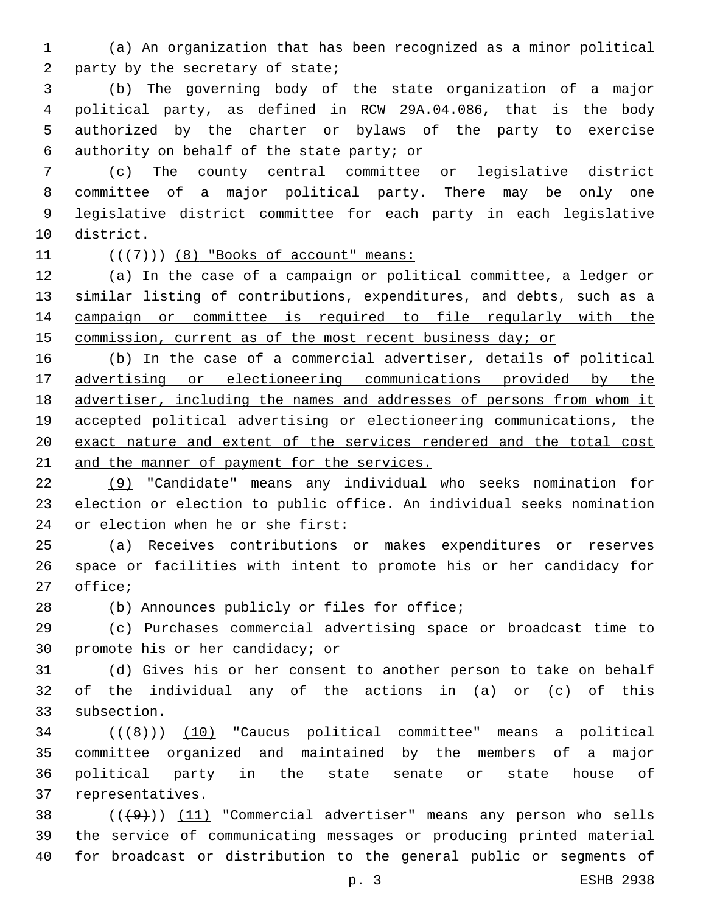(a) An organization that has been recognized as a minor political party by the secretary of state;

(b) The governing body of the state organization of a major political party, as defined in RCW 29A.04.086, that is the body authorized by the charter or bylaws of the party to exercise authority on behalf of the state party; or

(c) The county central committee or legislative district committee of a major political party. There may be only one legislative district committee for each party in each legislative district.

~~((7))~~ (8) "Books of account" means:

(a) In the case of a campaign or political committee, a ledger or similar listing of contributions, expenditures, and debts, such as a campaign or committee is required to file regularly with the commission, current as of the most recent business day; or

(b) In the case of a commercial advertiser, details of political advertising or electioneering communications provided by the advertiser, including the names and addresses of persons from whom it accepted political advertising or electioneering communications, the exact nature and extent of the services rendered and the total cost and the manner of payment for the services.

(9) "Candidate" means any individual who seeks nomination for election or election to public office. An individual seeks nomination or election when he or she first:

(a) Receives contributions or makes expenditures or reserves space or facilities with intent to promote his or her candidacy for office;

(b) Announces publicly or files for office;

(c) Purchases commercial advertising space or broadcast time to promote his or her candidacy; or

(d) Gives his or her consent to another person to take on behalf of the individual any of the actions in (a) or (c) of this subsection.

~~((8))~~ (10) "Caucus political committee" means a political committee organized and maintained by the members of a major political party in the state senate or state house of representatives.

~~((9))~~ (11) "Commercial advertiser" means any person who sells the service of communicating messages or producing printed material for broadcast or distribution to the general public or segments of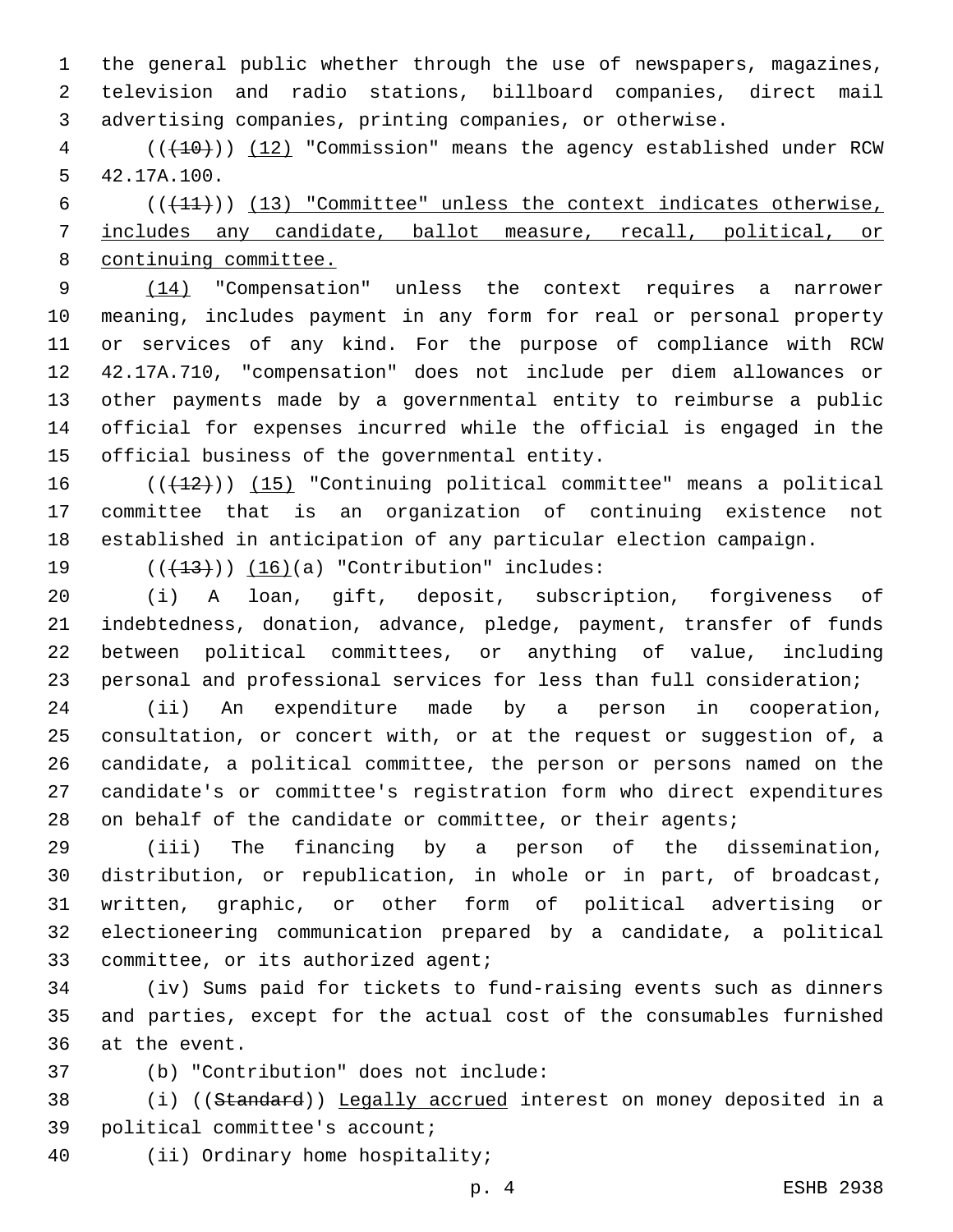the general public whether through the use of newspapers, magazines, television and radio stations, billboard companies, direct mail advertising companies, printing companies, or otherwise.

(((10))) (12) "Commission" means the agency established under RCW 42.17A.100.

(((11))) (13) "Committee" unless the context indicates otherwise, includes any candidate, ballot measure, recall, political, or continuing committee.

(14) "Compensation" unless the context requires a narrower meaning, includes payment in any form for real or personal property or services of any kind. For the purpose of compliance with RCW 42.17A.710, "compensation" does not include per diem allowances or other payments made by a governmental entity to reimburse a public official for expenses incurred while the official is engaged in the official business of the governmental entity.

(((12))) (15) "Continuing political committee" means a political committee that is an organization of continuing existence not established in anticipation of any particular election campaign.

(((13))) (16)(a) "Contribution" includes:

(i) A loan, gift, deposit, subscription, forgiveness of indebtedness, donation, advance, pledge, payment, transfer of funds between political committees, or anything of value, including personal and professional services for less than full consideration;

(ii) An expenditure made by a person in cooperation, consultation, or concert with, or at the request or suggestion of, a candidate, a political committee, the person or persons named on the candidate's or committee's registration form who direct expenditures on behalf of the candidate or committee, or their agents;

(iii) The financing by a person of the dissemination, distribution, or republication, in whole or in part, of broadcast, written, graphic, or other form of political advertising or electioneering communication prepared by a candidate, a political committee, or its authorized agent;

(iv) Sums paid for tickets to fund-raising events such as dinners and parties, except for the actual cost of the consumables furnished at the event.

(b) "Contribution" does not include:

(i) ((Standard)) Legally accrued interest on money deposited in a political committee's account;

(ii) Ordinary home hospitality;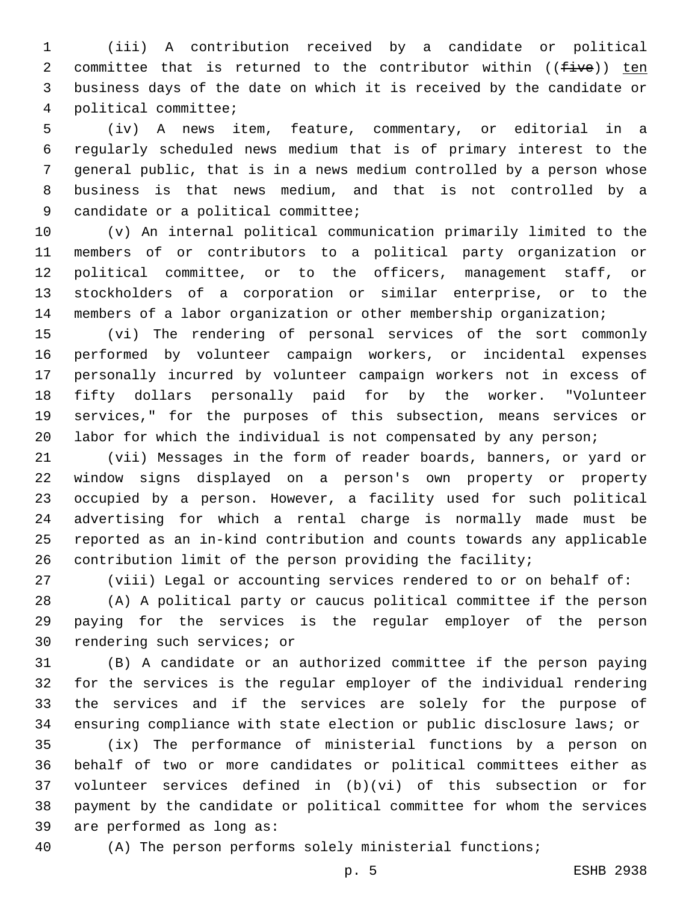(iii) A contribution received by a candidate or political committee that is returned to the contributor within ((~~five~~)) <u>ten</u> business days of the date on which it is received by the candidate or political committee;

(iv) A news item, feature, commentary, or editorial in a regularly scheduled news medium that is of primary interest to the general public, that is in a news medium controlled by a person whose business is that news medium, and that is not controlled by a candidate or a political committee;

(v) An internal political communication primarily limited to the members of or contributors to a political party organization or political committee, or to the officers, management staff, or stockholders of a corporation or similar enterprise, or to the members of a labor organization or other membership organization;

(vi) The rendering of personal services of the sort commonly performed by volunteer campaign workers, or incidental expenses personally incurred by volunteer campaign workers not in excess of fifty dollars personally paid for by the worker. "Volunteer services," for the purposes of this subsection, means services or labor for which the individual is not compensated by any person;

(vii) Messages in the form of reader boards, banners, or yard or window signs displayed on a person's own property or property occupied by a person. However, a facility used for such political advertising for which a rental charge is normally made must be reported as an in-kind contribution and counts towards any applicable contribution limit of the person providing the facility;

(viii) Legal or accounting services rendered to or on behalf of:

(A) A political party or caucus political committee if the person paying for the services is the regular employer of the person rendering such services; or

(B) A candidate or an authorized committee if the person paying for the services is the regular employer of the individual rendering the services and if the services are solely for the purpose of ensuring compliance with state election or public disclosure laws; or

(ix) The performance of ministerial functions by a person on behalf of two or more candidates or political committees either as volunteer services defined in (b)(vi) of this subsection or for payment by the candidate or political committee for whom the services are performed as long as:

(A) The person performs solely ministerial functions;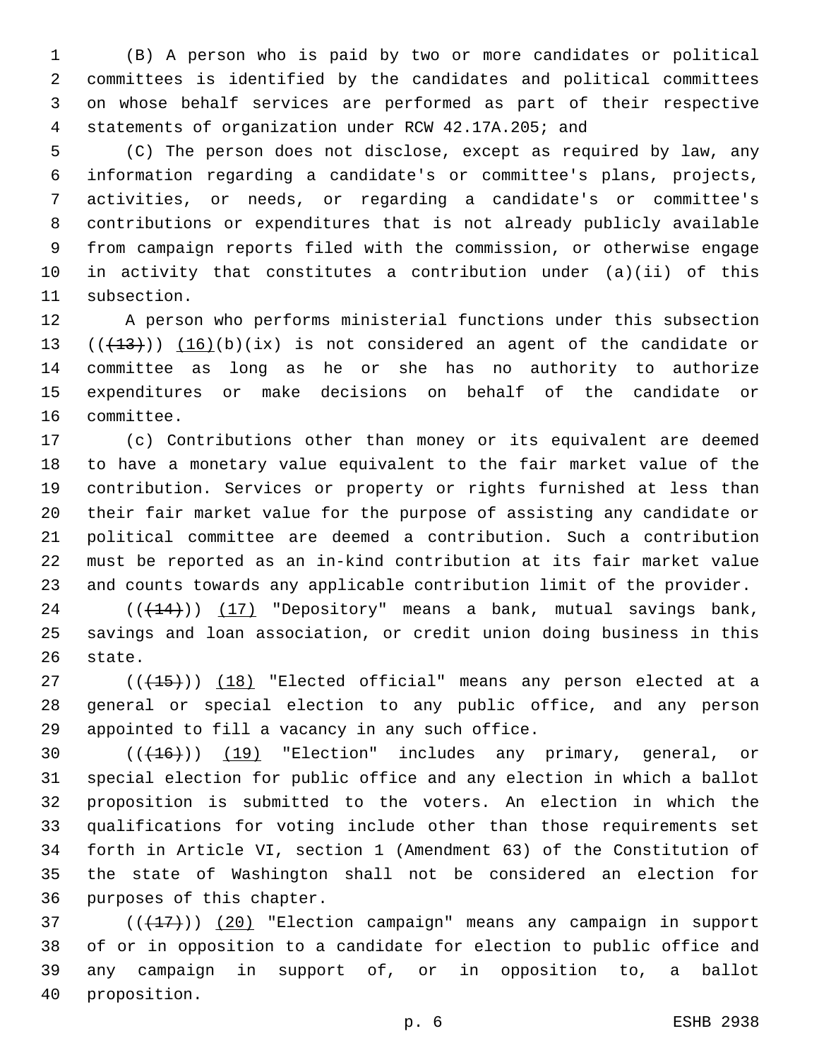(B) A person who is paid by two or more candidates or political committees is identified by the candidates and political committees on whose behalf services are performed as part of their respective statements of organization under RCW 42.17A.205; and

(C) The person does not disclose, except as required by law, any information regarding a candidate's or committee's plans, projects, activities, or needs, or regarding a candidate's or committee's contributions or expenditures that is not already publicly available from campaign reports filed with the commission, or otherwise engage in activity that constitutes a contribution under (a)(ii) of this subsection.

A person who performs ministerial functions under this subsection ~~((13))~~ (16)(b)(ix) is not considered an agent of the candidate or committee as long as he or she has no authority to authorize expenditures or make decisions on behalf of the candidate or committee.

(c) Contributions other than money or its equivalent are deemed to have a monetary value equivalent to the fair market value of the contribution. Services or property or rights furnished at less than their fair market value for the purpose of assisting any candidate or political committee are deemed a contribution. Such a contribution must be reported as an in-kind contribution at its fair market value and counts towards any applicable contribution limit of the provider.

~~((14))~~ (17) "Depository" means a bank, mutual savings bank, savings and loan association, or credit union doing business in this state.

~~((15))~~ (18) "Elected official" means any person elected at a general or special election to any public office, and any person appointed to fill a vacancy in any such office.

~~((16))~~ (19) "Election" includes any primary, general, or special election for public office and any election in which a ballot proposition is submitted to the voters. An election in which the qualifications for voting include other than those requirements set forth in Article VI, section 1 (Amendment 63) of the Constitution of the state of Washington shall not be considered an election for purposes of this chapter.

~~((17))~~ (20) "Election campaign" means any campaign in support of or in opposition to a candidate for election to public office and any campaign in support of, or in opposition to, a ballot proposition.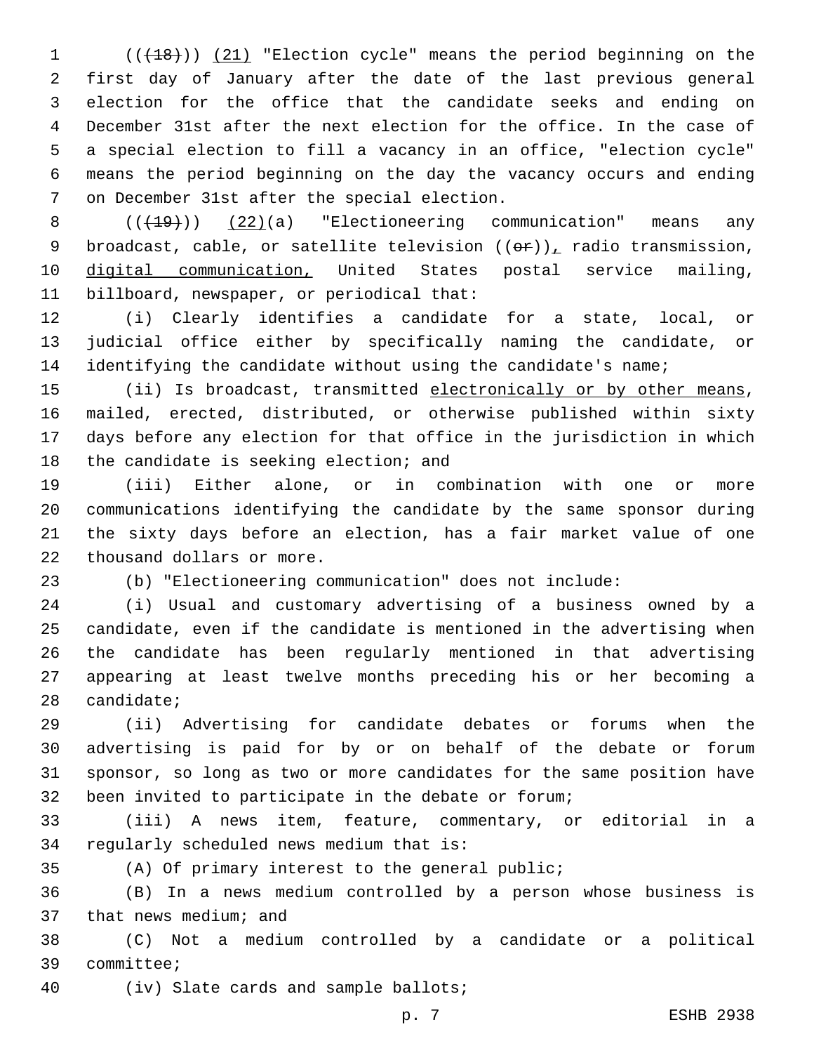(((18))) (21) "Election cycle" means the period beginning on the first day of January after the date of the last previous general election for the office that the candidate seeks and ending on December 31st after the next election for the office. In the case of a special election to fill a vacancy in an office, "election cycle" means the period beginning on the day the vacancy occurs and ending on December 31st after the special election.

(((19))) (22)(a) "Electioneering communication" means any broadcast, cable, or satellite television ((or)), radio transmission, digital communication, United States postal service mailing, billboard, newspaper, or periodical that:

(i) Clearly identifies a candidate for a state, local, or judicial office either by specifically naming the candidate, or identifying the candidate without using the candidate's name;

(ii) Is broadcast, transmitted electronically or by other means, mailed, erected, distributed, or otherwise published within sixty days before any election for that office in the jurisdiction in which the candidate is seeking election; and

(iii) Either alone, or in combination with one or more communications identifying the candidate by the same sponsor during the sixty days before an election, has a fair market value of one thousand dollars or more.

(b) "Electioneering communication" does not include:

(i) Usual and customary advertising of a business owned by a candidate, even if the candidate is mentioned in the advertising when the candidate has been regularly mentioned in that advertising appearing at least twelve months preceding his or her becoming a candidate;

(ii) Advertising for candidate debates or forums when the advertising is paid for by or on behalf of the debate or forum sponsor, so long as two or more candidates for the same position have been invited to participate in the debate or forum;

(iii) A news item, feature, commentary, or editorial in a regularly scheduled news medium that is:

(A) Of primary interest to the general public;

(B) In a news medium controlled by a person whose business is that news medium; and

(C) Not a medium controlled by a candidate or a political committee;

(iv) Slate cards and sample ballots;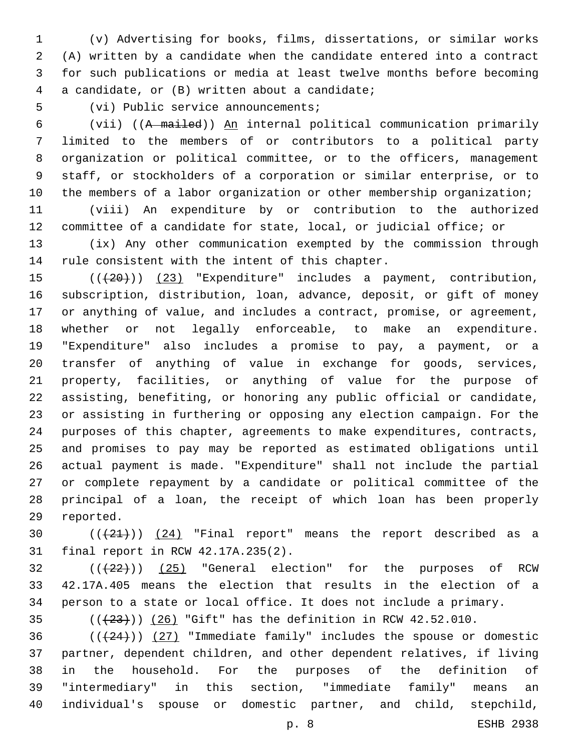(v) Advertising for books, films, dissertations, or similar works (A) written by a candidate when the candidate entered into a contract for such publications or media at least twelve months before becoming a candidate, or (B) written about a candidate;

(vi) Public service announcements;

(vii) ((~~A mailed~~)) An internal political communication primarily limited to the members of or contributors to a political party organization or political committee, or to the officers, management staff, or stockholders of a corporation or similar enterprise, or to the members of a labor organization or other membership organization;

(viii) An expenditure by or contribution to the authorized committee of a candidate for state, local, or judicial office; or

(ix) Any other communication exempted by the commission through rule consistent with the intent of this chapter.

((~~(20)~~)) (23) "Expenditure" includes a payment, contribution, subscription, distribution, loan, advance, deposit, or gift of money or anything of value, and includes a contract, promise, or agreement, whether or not legally enforceable, to make an expenditure. "Expenditure" also includes a promise to pay, a payment, or a transfer of anything of value in exchange for goods, services, property, facilities, or anything of value for the purpose of assisting, benefiting, or honoring any public official or candidate, or assisting in furthering or opposing any election campaign. For the purposes of this chapter, agreements to make expenditures, contracts, and promises to pay may be reported as estimated obligations until actual payment is made. "Expenditure" shall not include the partial or complete repayment by a candidate or political committee of the principal of a loan, the receipt of which loan has been properly reported.

((~~(21)~~)) (24) "Final report" means the report described as a final report in RCW 42.17A.235(2).

((~~(22)~~)) (25) "General election" for the purposes of RCW 42.17A.405 means the election that results in the election of a person to a state or local office. It does not include a primary.

((~~(23)~~)) (26) "Gift" has the definition in RCW 42.52.010.

((~~(24)~~)) (27) "Immediate family" includes the spouse or domestic partner, dependent children, and other dependent relatives, if living in the household. For the purposes of the definition of "intermediary" in this section, "immediate family" means an individual's spouse or domestic partner, and child, stepchild,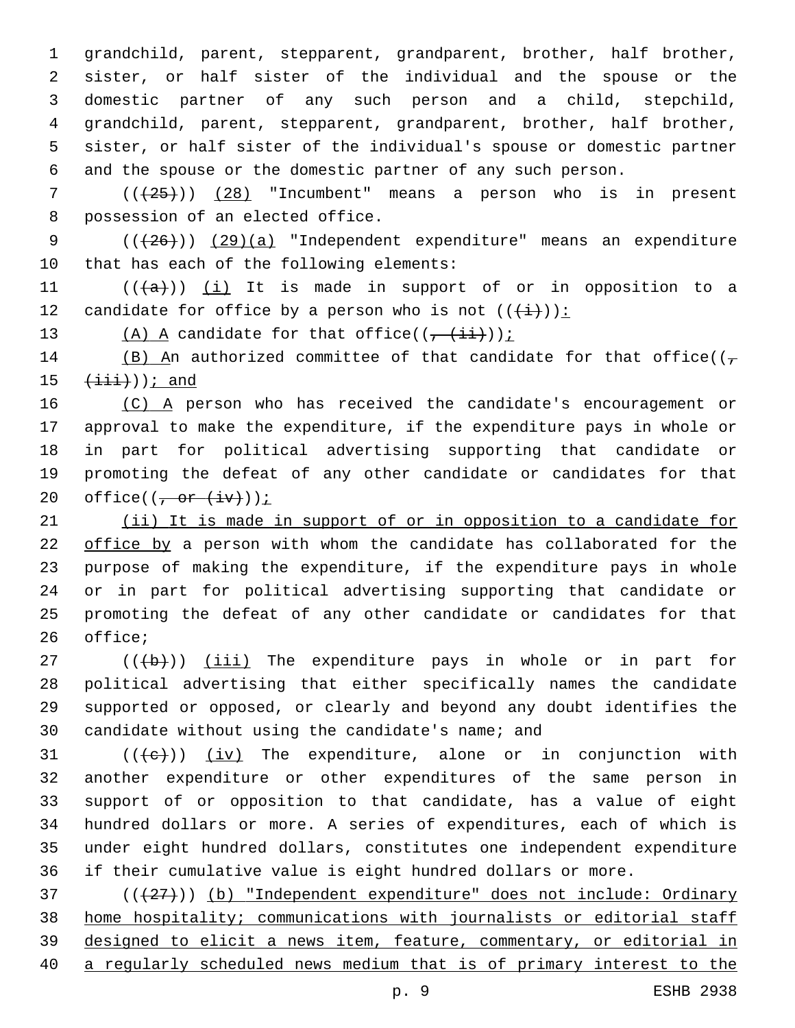grandchild, parent, stepparent, grandparent, brother, half brother, sister, or half sister of the individual and the spouse or the domestic partner of any such person and a child, stepchild, grandchild, parent, stepparent, grandparent, brother, half brother, sister, or half sister of the individual's spouse or domestic partner and the spouse or the domestic partner of any such person.

(((25))) (28) "Incumbent" means a person who is in present possession of an elected office.

(((26))) (29)(a) "Independent expenditure" means an expenditure that has each of the following elements:

(((a))) (i) It is made in support of or in opposition to a candidate for office by a person who is not (((i))):

(A) A candidate for that office((, (ii)));

(B) An authorized committee of that candidate for that office((, (iii))); and

(C) A person who has received the candidate's encouragement or approval to make the expenditure, if the expenditure pays in whole or in part for political advertising supporting that candidate or promoting the defeat of any other candidate or candidates for that office((, or (iv)));

(ii) It is made in support of or in opposition to a candidate for office by a person with whom the candidate has collaborated for the purpose of making the expenditure, if the expenditure pays in whole or in part for political advertising supporting that candidate or promoting the defeat of any other candidate or candidates for that office;

(((b))) (iii) The expenditure pays in whole or in part for political advertising that either specifically names the candidate supported or opposed, or clearly and beyond any doubt identifies the candidate without using the candidate's name; and

(((c))) (iv) The expenditure, alone or in conjunction with another expenditure or other expenditures of the same person in support of or opposition to that candidate, has a value of eight hundred dollars or more. A series of expenditures, each of which is under eight hundred dollars, constitutes one independent expenditure if their cumulative value is eight hundred dollars or more.

(((27))) (b) "Independent expenditure" does not include: Ordinary home hospitality; communications with journalists or editorial staff designed to elicit a news item, feature, commentary, or editorial in a regularly scheduled news medium that is of primary interest to the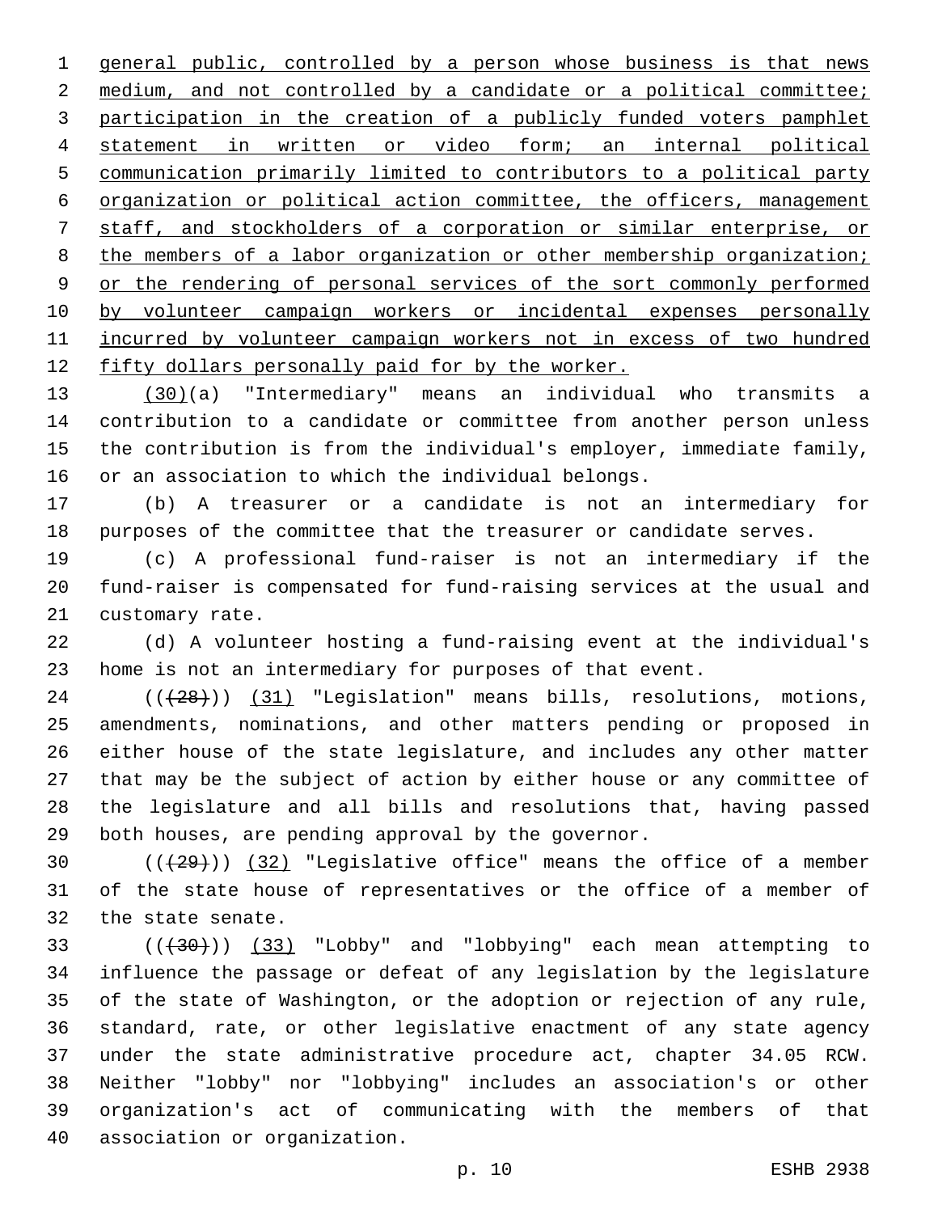general public, controlled by a person whose business is that news medium, and not controlled by a candidate or a political committee; participation in the creation of a publicly funded voters pamphlet statement in written or video form; an internal political communication primarily limited to contributors to a political party organization or political action committee, the officers, management staff, and stockholders of a corporation or similar enterprise, or the members of a labor organization or other membership organization; or the rendering of personal services of the sort commonly performed by volunteer campaign workers or incidental expenses personally incurred by volunteer campaign workers not in excess of two hundred fifty dollars personally paid for by the worker.

(30)(a) "Intermediary" means an individual who transmits a contribution to a candidate or committee from another person unless the contribution is from the individual's employer, immediate family, or an association to which the individual belongs.

(b) A treasurer or a candidate is not an intermediary for purposes of the committee that the treasurer or candidate serves.

(c) A professional fund-raiser is not an intermediary if the fund-raiser is compensated for fund-raising services at the usual and customary rate.

(d) A volunteer hosting a fund-raising event at the individual's home is not an intermediary for purposes of that event.

(((28))) (31) "Legislation" means bills, resolutions, motions, amendments, nominations, and other matters pending or proposed in either house of the state legislature, and includes any other matter that may be the subject of action by either house or any committee of the legislature and all bills and resolutions that, having passed both houses, are pending approval by the governor.

(((29))) (32) "Legislative office" means the office of a member of the state house of representatives or the office of a member of the state senate.

(((30))) (33) "Lobby" and "lobbying" each mean attempting to influence the passage or defeat of any legislation by the legislature of the state of Washington, or the adoption or rejection of any rule, standard, rate, or other legislative enactment of any state agency under the state administrative procedure act, chapter 34.05 RCW. Neither "lobby" nor "lobbying" includes an association's or other organization's act of communicating with the members of that association or organization.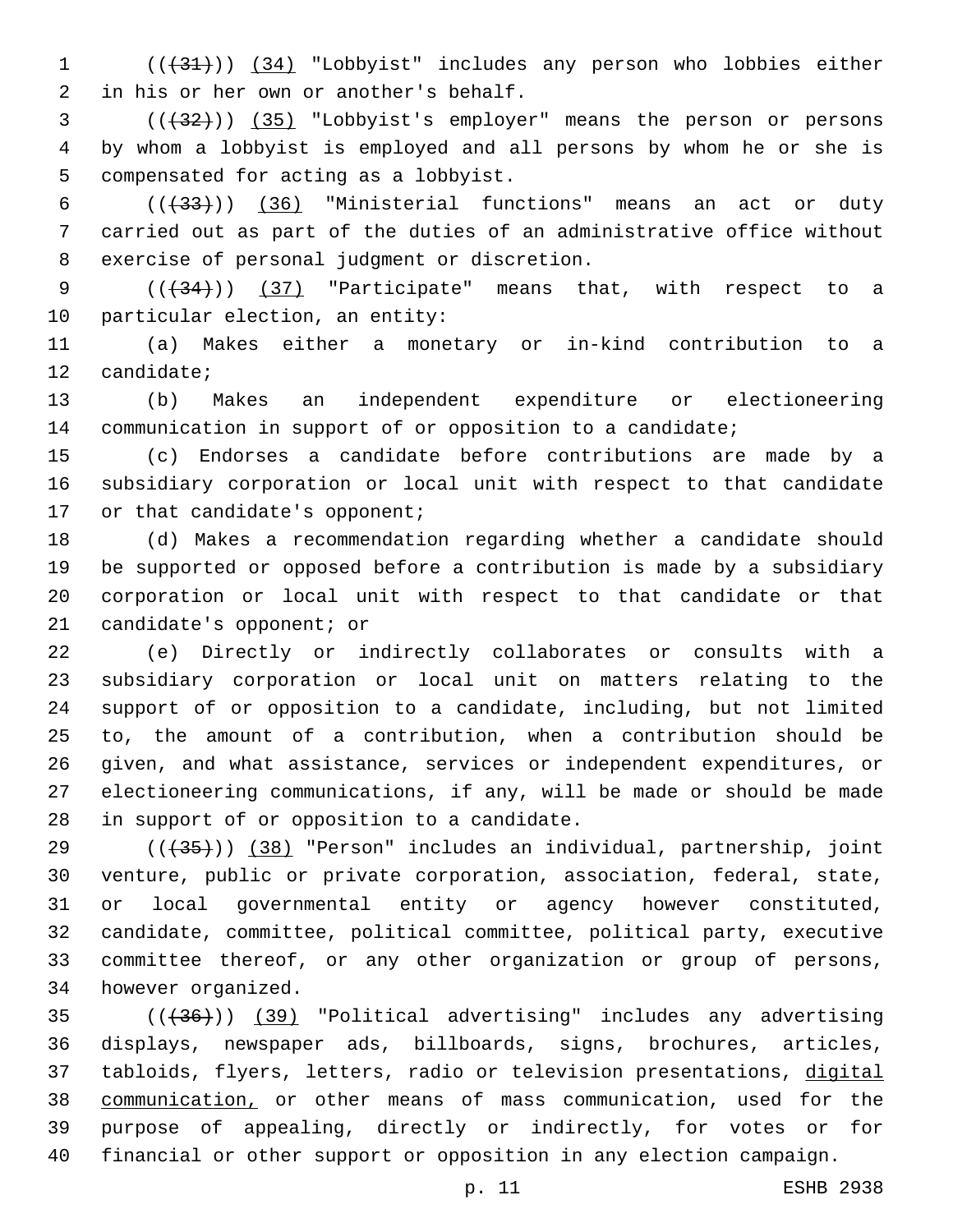((~~(31)~~)) (34) "Lobbyist" includes any person who lobbies either in his or her own or another's behalf.

((~~(32)~~)) (35) "Lobbyist's employer" means the person or persons by whom a lobbyist is employed and all persons by whom he or she is compensated for acting as a lobbyist.

((~~(33)~~)) (36) "Ministerial functions" means an act or duty carried out as part of the duties of an administrative office without exercise of personal judgment or discretion.

((~~(34)~~)) (37) "Participate" means that, with respect to a particular election, an entity:

(a) Makes either a monetary or in-kind contribution to a candidate;

(b) Makes an independent expenditure or electioneering communication in support of or opposition to a candidate;

(c) Endorses a candidate before contributions are made by a subsidiary corporation or local unit with respect to that candidate or that candidate's opponent;

(d) Makes a recommendation regarding whether a candidate should be supported or opposed before a contribution is made by a subsidiary corporation or local unit with respect to that candidate or that candidate's opponent; or

(e) Directly or indirectly collaborates or consults with a subsidiary corporation or local unit on matters relating to the support of or opposition to a candidate, including, but not limited to, the amount of a contribution, when a contribution should be given, and what assistance, services or independent expenditures, or electioneering communications, if any, will be made or should be made in support of or opposition to a candidate.

((~~(35)~~)) (38) "Person" includes an individual, partnership, joint venture, public or private corporation, association, federal, state, or local governmental entity or agency however constituted, candidate, committee, political committee, political party, executive committee thereof, or any other organization or group of persons, however organized.

((~~(36)~~)) (39) "Political advertising" includes any advertising displays, newspaper ads, billboards, signs, brochures, articles, tabloids, flyers, letters, radio or television presentations, digital communication, or other means of mass communication, used for the purpose of appealing, directly or indirectly, for votes or for financial or other support or opposition in any election campaign.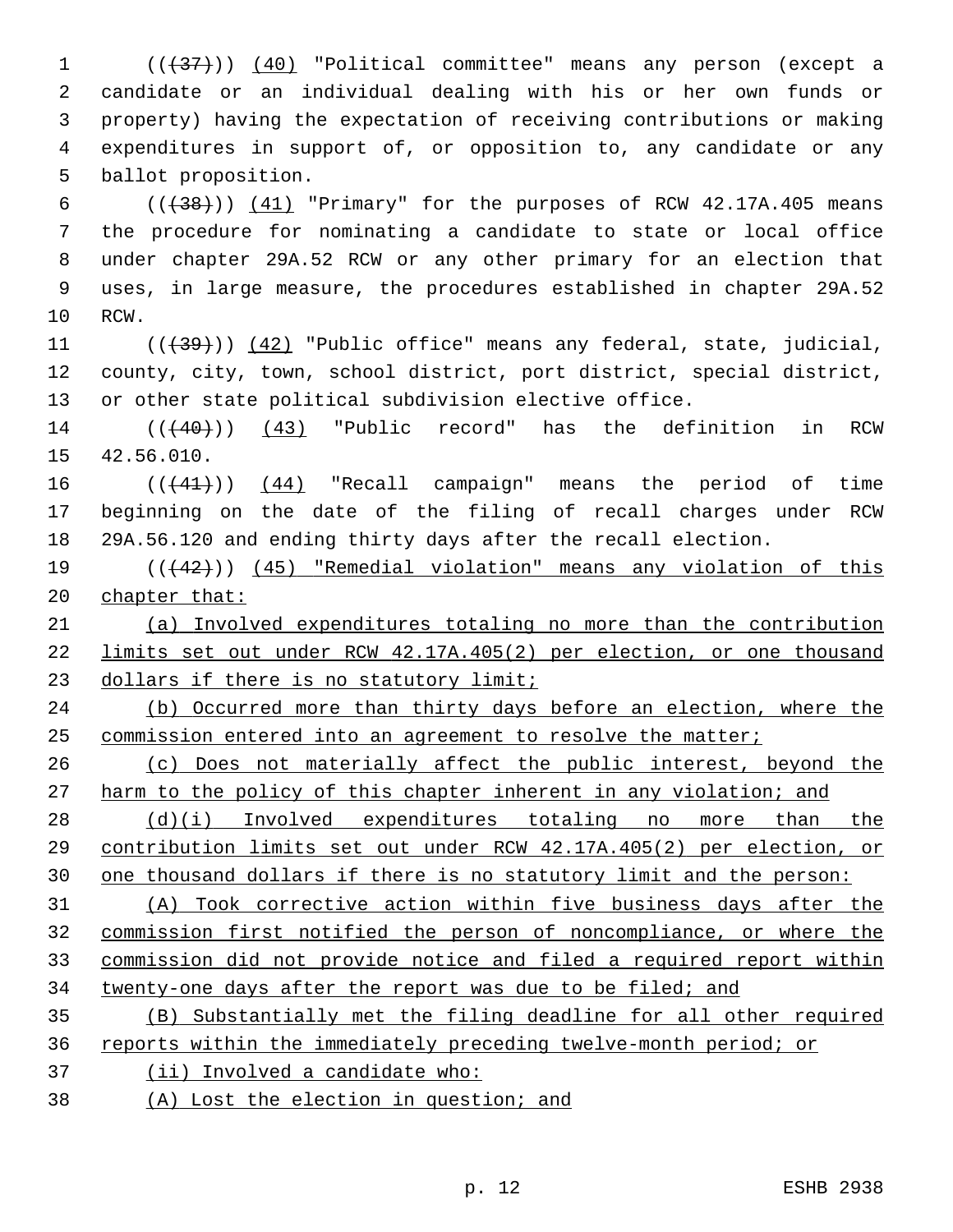((~~(37)~~)) (40) "Political committee" means any person (except a candidate or an individual dealing with his or her own funds or property) having the expectation of receiving contributions or making expenditures in support of, or opposition to, any candidate or any ballot proposition.

((~~(38)~~)) (41) "Primary" for the purposes of RCW 42.17A.405 means the procedure for nominating a candidate to state or local office under chapter 29A.52 RCW or any other primary for an election that uses, in large measure, the procedures established in chapter 29A.52 RCW.

((~~(39)~~)) (42) "Public office" means any federal, state, judicial, county, city, town, school district, port district, special district, or other state political subdivision elective office.

((~~(40)~~)) (43) "Public record" has the definition in RCW 42.56.010.

((~~(41)~~)) (44) "Recall campaign" means the period of time beginning on the date of the filing of recall charges under RCW 29A.56.120 and ending thirty days after the recall election.

((~~(42)~~)) (45) "Remedial violation" means any violation of this chapter that:

(a) Involved expenditures totaling no more than the contribution limits set out under RCW 42.17A.405(2) per election, or one thousand dollars if there is no statutory limit;

(b) Occurred more than thirty days before an election, where the commission entered into an agreement to resolve the matter;

(c) Does not materially affect the public interest, beyond the harm to the policy of this chapter inherent in any violation; and

(d)(i) Involved expenditures totaling no more than the contribution limits set out under RCW 42.17A.405(2) per election, or one thousand dollars if there is no statutory limit and the person:

(A) Took corrective action within five business days after the commission first notified the person of noncompliance, or where the commission did not provide notice and filed a required report within twenty-one days after the report was due to be filed; and

(B) Substantially met the filing deadline for all other required reports within the immediately preceding twelve-month period; or

(ii) Involved a candidate who:

(A) Lost the election in question; and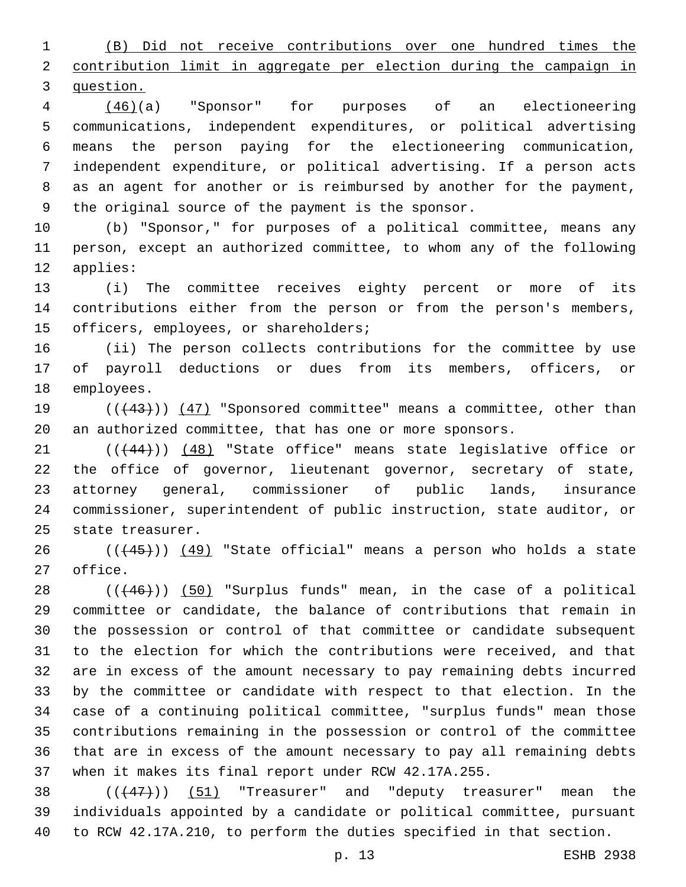(B) Did not receive contributions over one hundred times the contribution limit in aggregate per election during the campaign in question.

(46)(a) "Sponsor" for purposes of an electioneering communications, independent expenditures, or political advertising means the person paying for the electioneering communication, independent expenditure, or political advertising. If a person acts as an agent for another or is reimbursed by another for the payment, the original source of the payment is the sponsor.

(b) "Sponsor," for purposes of a political committee, means any person, except an authorized committee, to whom any of the following applies:

(i) The committee receives eighty percent or more of its contributions either from the person or from the person's members, officers, employees, or shareholders;

(ii) The person collects contributions for the committee by use of payroll deductions or dues from its members, officers, or employees.

(((43))) (47) "Sponsored committee" means a committee, other than an authorized committee, that has one or more sponsors.

(((44))) (48) "State office" means state legislative office or the office of governor, lieutenant governor, secretary of state, attorney general, commissioner of public lands, insurance commissioner, superintendent of public instruction, state auditor, or state treasurer.

(((45))) (49) "State official" means a person who holds a state office.

(((46))) (50) "Surplus funds" mean, in the case of a political committee or candidate, the balance of contributions that remain in the possession or control of that committee or candidate subsequent to the election for which the contributions were received, and that are in excess of the amount necessary to pay remaining debts incurred by the committee or candidate with respect to that election. In the case of a continuing political committee, "surplus funds" mean those contributions remaining in the possession or control of the committee that are in excess of the amount necessary to pay all remaining debts when it makes its final report under RCW 42.17A.255.

(((47))) (51) "Treasurer" and "deputy treasurer" mean the individuals appointed by a candidate or political committee, pursuant to RCW 42.17A.210, to perform the duties specified in that section.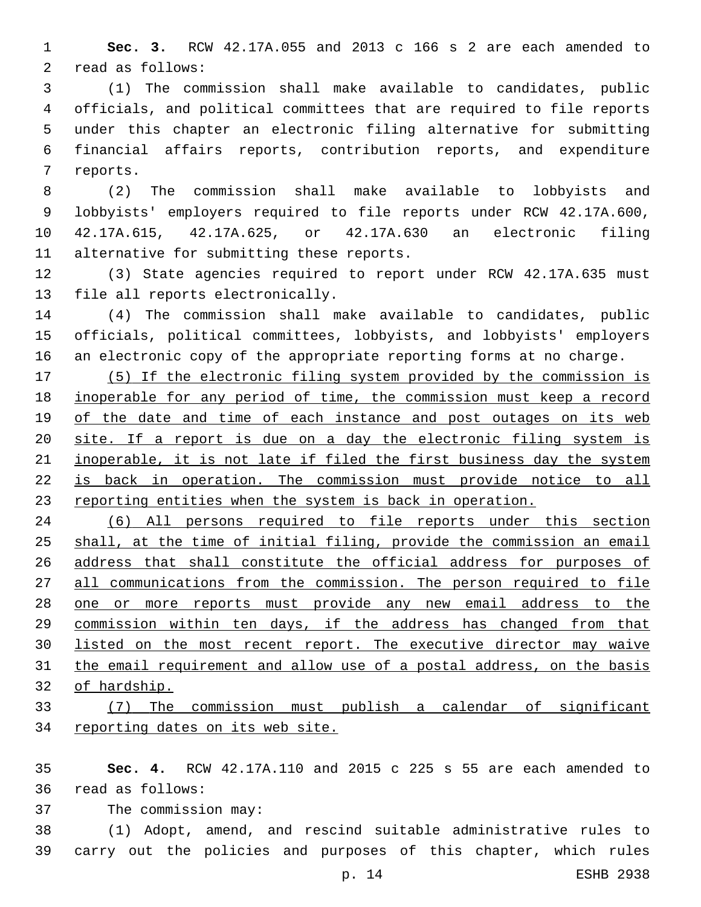**Sec. 3.** RCW 42.17A.055 and 2013 c 166 s 2 are each amended to read as follows:

(1) The commission shall make available to candidates, public officials, and political committees that are required to file reports under this chapter an electronic filing alternative for submitting financial affairs reports, contribution reports, and expenditure reports.

(2) The commission shall make available to lobbyists and lobbyists' employers required to file reports under RCW 42.17A.600, 42.17A.615, 42.17A.625, or 42.17A.630 an electronic filing alternative for submitting these reports.

(3) State agencies required to report under RCW 42.17A.635 must file all reports electronically.

(4) The commission shall make available to candidates, public officials, political committees, lobbyists, and lobbyists' employers an electronic copy of the appropriate reporting forms at no charge.

<u>(5) If the electronic filing system provided by the commission is inoperable for any period of time, the commission must keep a record of the date and time of each instance and post outages on its web site. If a report is due on a day the electronic filing system is inoperable, it is not late if filed the first business day the system is back in operation. The commission must provide notice to all reporting entities when the system is back in operation.</u>

<u>(6) All persons required to file reports under this section shall, at the time of initial filing, provide the commission an email address that shall constitute the official address for purposes of all communications from the commission. The person required to file one or more reports must provide any new email address to the commission within ten days, if the address has changed from that listed on the most recent report. The executive director may waive the email requirement and allow use of a postal address, on the basis of hardship.</u>

<u>(7) The commission must publish a calendar of significant reporting dates on its web site.</u>

**Sec. 4.** RCW 42.17A.110 and 2015 c 225 s 55 are each amended to read as follows:

The commission may:

(1) Adopt, amend, and rescind suitable administrative rules to carry out the policies and purposes of this chapter, which rules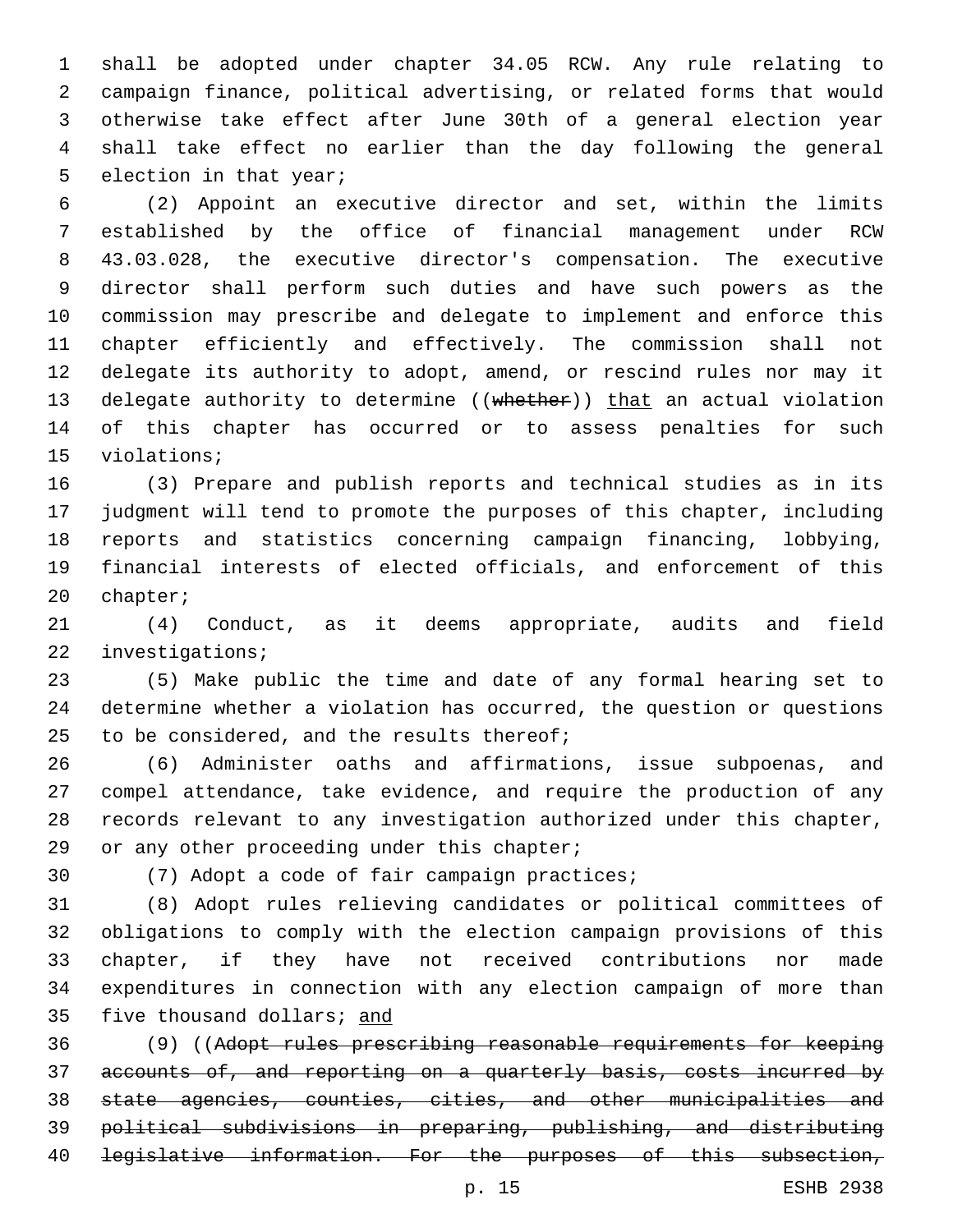shall be adopted under chapter 34.05 RCW. Any rule relating to campaign finance, political advertising, or related forms that would otherwise take effect after June 30th of a general election year shall take effect no earlier than the day following the general election in that year;

(2) Appoint an executive director and set, within the limits established by the office of financial management under RCW 43.03.028, the executive director's compensation. The executive director shall perform such duties and have such powers as the commission may prescribe and delegate to implement and enforce this chapter efficiently and effectively. The commission shall not delegate its authority to adopt, amend, or rescind rules nor may it delegate authority to determine ((~~whether~~)) <u>that</u> an actual violation of this chapter has occurred or to assess penalties for such violations;

(3) Prepare and publish reports and technical studies as in its judgment will tend to promote the purposes of this chapter, including reports and statistics concerning campaign financing, lobbying, financial interests of elected officials, and enforcement of this chapter;

(4) Conduct, as it deems appropriate, audits and field investigations;

(5) Make public the time and date of any formal hearing set to determine whether a violation has occurred, the question or questions to be considered, and the results thereof;

(6) Administer oaths and affirmations, issue subpoenas, and compel attendance, take evidence, and require the production of any records relevant to any investigation authorized under this chapter, or any other proceeding under this chapter;

(7) Adopt a code of fair campaign practices;

(8) Adopt rules relieving candidates or political committees of obligations to comply with the election campaign provisions of this chapter, if they have not received contributions nor made expenditures in connection with any election campaign of more than five thousand dollars; <u>and</u>

(9) ((~~Adopt rules prescribing reasonable requirements for keeping accounts of, and reporting on a quarterly basis, costs incurred by state agencies, counties, cities, and other municipalities and political subdivisions in preparing, publishing, and distributing legislative information. For the purposes of this subsection,~~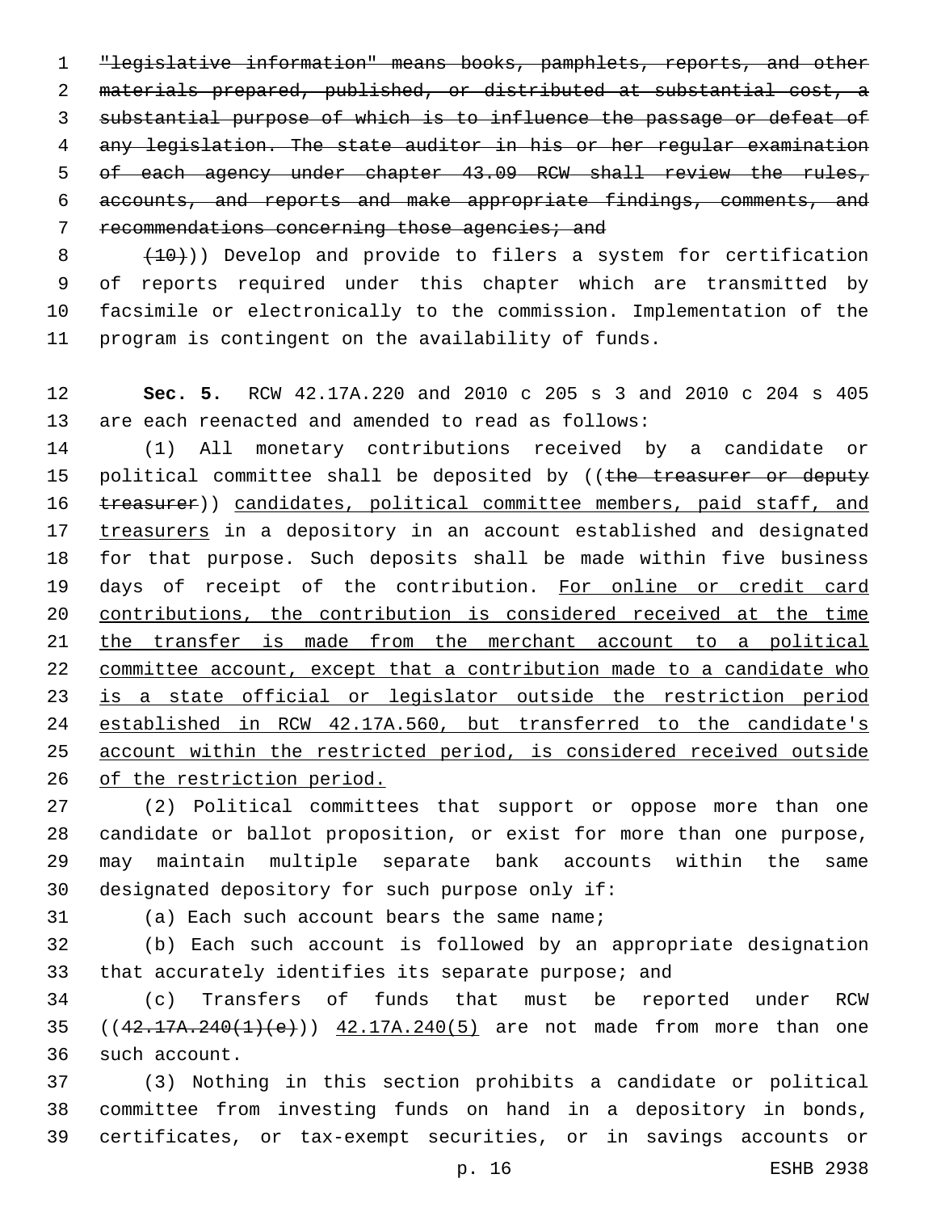~~"legislative information" means books, pamphlets, reports, and other materials prepared, published, or distributed at substantial cost, a substantial purpose of which is to influence the passage or defeat of any legislation. The state auditor in his or her regular examination of each agency under chapter 43.09 RCW shall review the rules, accounts, and reports and make appropriate findings, comments, and recommendations concerning those agencies; and~~

~~(10)~~)) Develop and provide to filers a system for certification of reports required under this chapter which are transmitted by facsimile or electronically to the commission. Implementation of the program is contingent on the availability of funds.

**Sec. 5.** RCW 42.17A.220 and 2010 c 205 s 3 and 2010 c 204 s 405 are each reenacted and amended to read as follows:

(1) All monetary contributions received by a candidate or political committee shall be deposited by ((~~the treasurer or deputy treasurer~~)) <u>candidates, political committee members, paid staff, and treasurers</u> in a depository in an account established and designated for that purpose. Such deposits shall be made within five business days of receipt of the contribution. <u>For online or credit card contributions, the contribution is considered received at the time the transfer is made from the merchant account to a political committee account, except that a contribution made to a candidate who is a state official or legislator outside the restriction period established in RCW 42.17A.560, but transferred to the candidate's account within the restricted period, is considered received outside of the restriction period.</u>

(2) Political committees that support or oppose more than one candidate or ballot proposition, or exist for more than one purpose, may maintain multiple separate bank accounts within the same designated depository for such purpose only if:

(a) Each such account bears the same name;

(b) Each such account is followed by an appropriate designation that accurately identifies its separate purpose; and

(c) Transfers of funds that must be reported under RCW ((~~42.17A.240(1)(e)~~)) <u>42.17A.240(5)</u> are not made from more than one such account.

(3) Nothing in this section prohibits a candidate or political committee from investing funds on hand in a depository in bonds, certificates, or tax-exempt securities, or in savings accounts or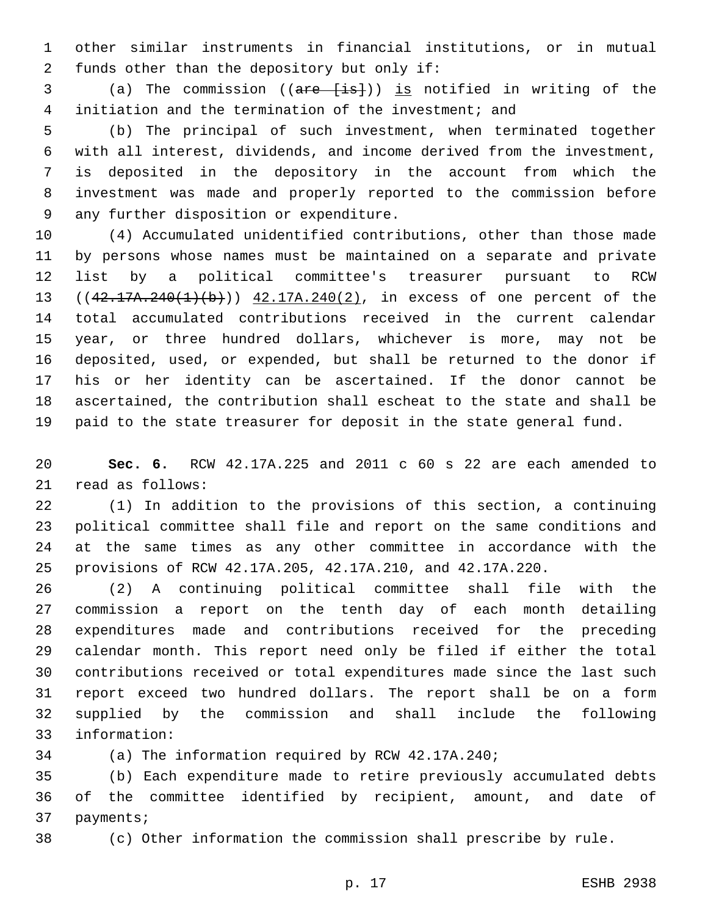other similar instruments in financial institutions, or in mutual funds other than the depository but only if:

(a) The commission ((~~are [is]~~)) <u>is</u> notified in writing of the initiation and the termination of the investment; and

(b) The principal of such investment, when terminated together with all interest, dividends, and income derived from the investment, is deposited in the depository in the account from which the investment was made and properly reported to the commission before any further disposition or expenditure.

(4) Accumulated unidentified contributions, other than those made by persons whose names must be maintained on a separate and private list by a political committee's treasurer pursuant to RCW ((~~42.17A.240(1)(b)~~)) <u>42.17A.240(2)</u>, in excess of one percent of the total accumulated contributions received in the current calendar year, or three hundred dollars, whichever is more, may not be deposited, used, or expended, but shall be returned to the donor if his or her identity can be ascertained. If the donor cannot be ascertained, the contribution shall escheat to the state and shall be paid to the state treasurer for deposit in the state general fund.

**Sec. 6.** RCW 42.17A.225 and 2011 c 60 s 22 are each amended to read as follows:

(1) In addition to the provisions of this section, a continuing political committee shall file and report on the same conditions and at the same times as any other committee in accordance with the provisions of RCW 42.17A.205, 42.17A.210, and 42.17A.220.

(2) A continuing political committee shall file with the commission a report on the tenth day of each month detailing expenditures made and contributions received for the preceding calendar month. This report need only be filed if either the total contributions received or total expenditures made since the last such report exceed two hundred dollars. The report shall be on a form supplied by the commission and shall include the following information:

(a) The information required by RCW 42.17A.240;

(b) Each expenditure made to retire previously accumulated debts of the committee identified by recipient, amount, and date of payments;

(c) Other information the commission shall prescribe by rule.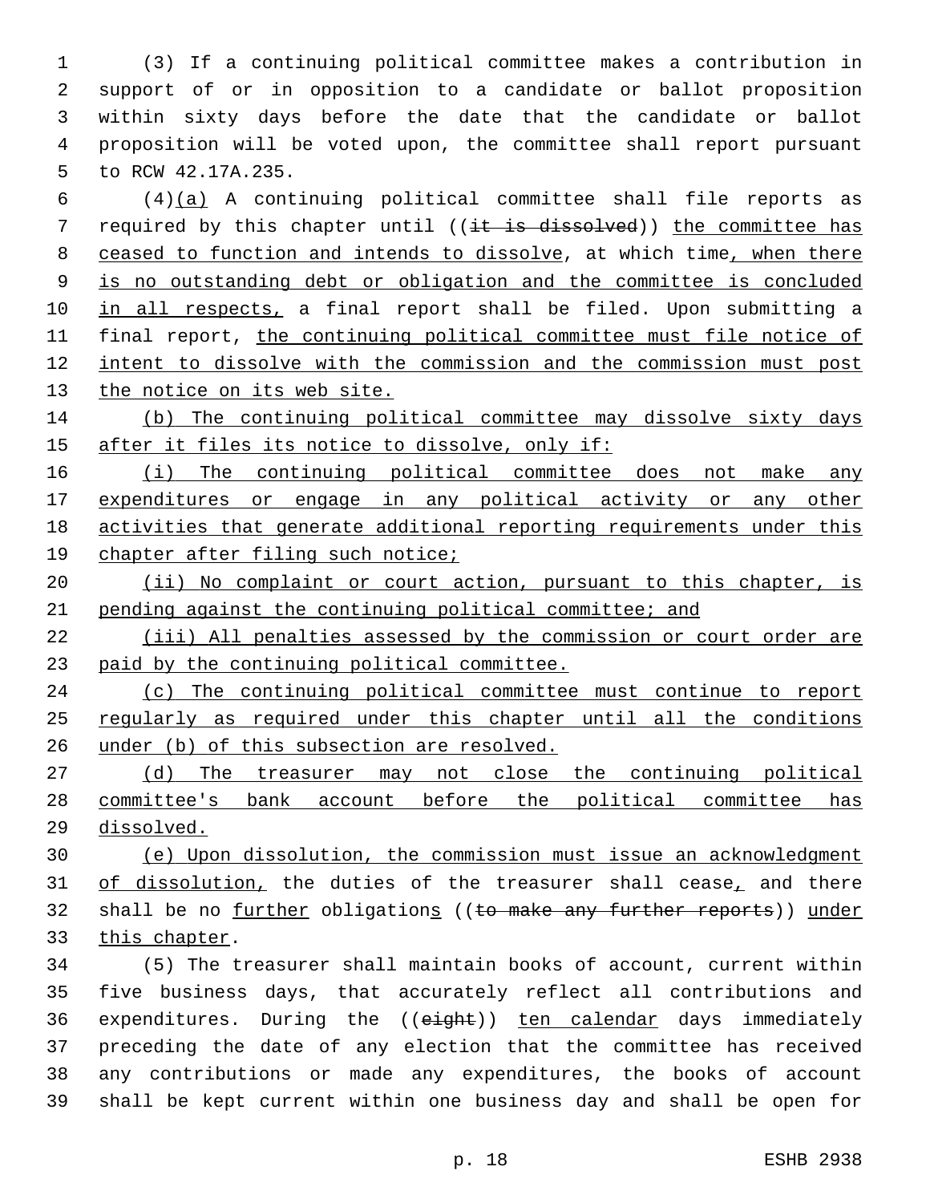(3) If a continuing political committee makes a contribution in support of or in opposition to a candidate or ballot proposition within sixty days before the date that the candidate or ballot proposition will be voted upon, the committee shall report pursuant to RCW 42.17A.235.

(4)(a) A continuing political committee shall file reports as required by this chapter until ((it is dissolved)) the committee has ceased to function and intends to dissolve, at which time, when there is no outstanding debt or obligation and the committee is concluded in all respects, a final report shall be filed. Upon submitting a final report, the continuing political committee must file notice of intent to dissolve with the commission and the commission must post the notice on its web site.

(b) The continuing political committee may dissolve sixty days after it files its notice to dissolve, only if:

(i) The continuing political committee does not make any expenditures or engage in any political activity or any other activities that generate additional reporting requirements under this chapter after filing such notice;

(ii) No complaint or court action, pursuant to this chapter, is pending against the continuing political committee; and

(iii) All penalties assessed by the commission or court order are paid by the continuing political committee.

(c) The continuing political committee must continue to report regularly as required under this chapter until all the conditions under (b) of this subsection are resolved.

(d) The treasurer may not close the continuing political committee's bank account before the political committee has dissolved.

(e) Upon dissolution, the commission must issue an acknowledgment of dissolution, the duties of the treasurer shall cease, and there shall be no further obligations ((to make any further reports)) under this chapter.

(5) The treasurer shall maintain books of account, current within five business days, that accurately reflect all contributions and expenditures. During the ((eight)) ten calendar days immediately preceding the date of any election that the committee has received any contributions or made any expenditures, the books of account shall be kept current within one business day and shall be open for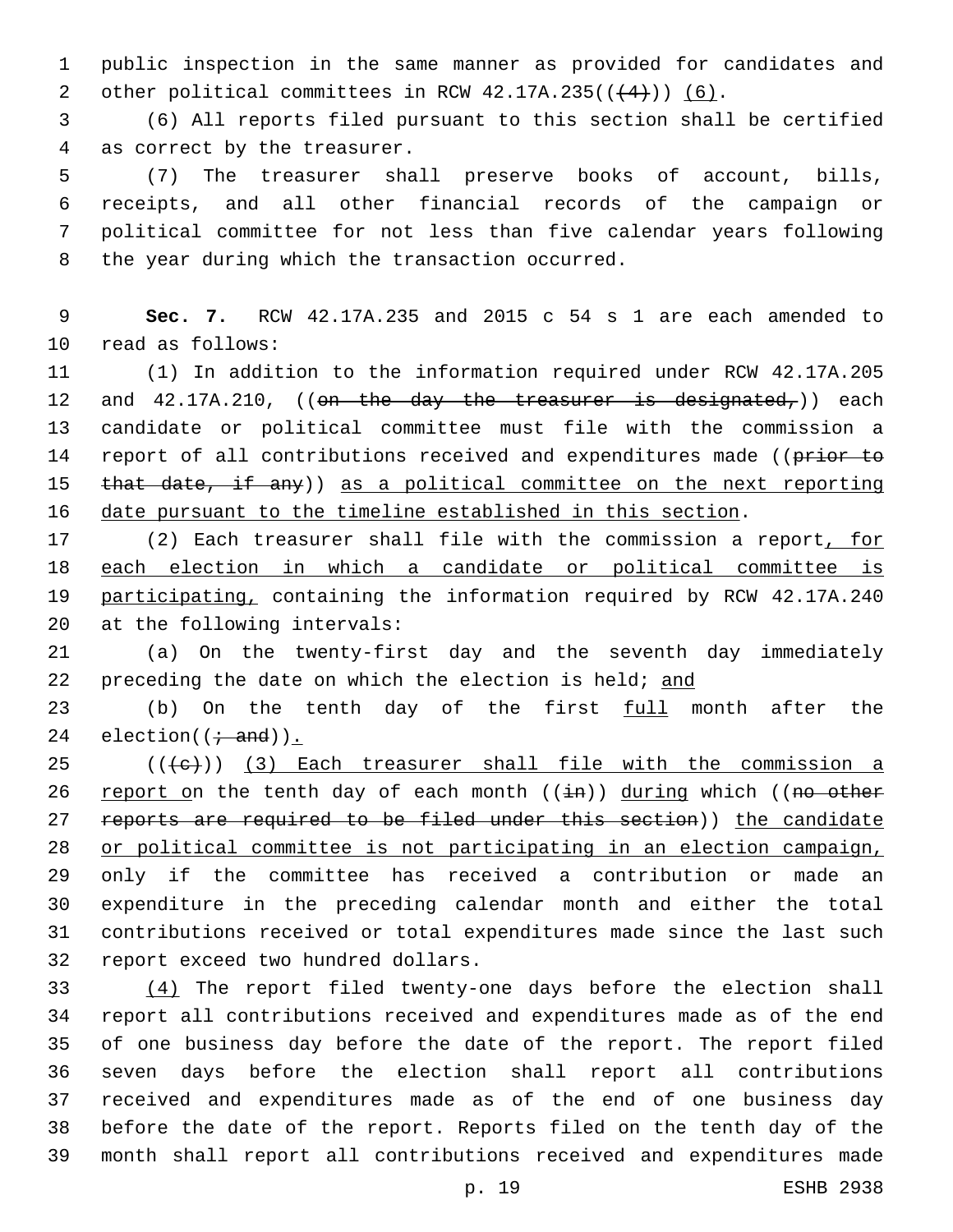public inspection in the same manner as provided for candidates and other political committees in RCW 42.17A.235((~~(4)~~)) <u>(6)</u>.

(6) All reports filed pursuant to this section shall be certified as correct by the treasurer.

(7) The treasurer shall preserve books of account, bills, receipts, and all other financial records of the campaign or political committee for not less than five calendar years following the year during which the transaction occurred.

**Sec. 7.** RCW 42.17A.235 and 2015 c 54 s 1 are each amended to read as follows:

(1) In addition to the information required under RCW 42.17A.205 and 42.17A.210, ((~~on the day the treasurer is designated,~~)) each candidate or political committee must file with the commission a report of all contributions received and expenditures made ((~~prior to that date, if any~~)) <u>as a political committee on the next reporting date pursuant to the timeline established in this section</u>.

(2) Each treasurer shall file with the commission a report<u>, for each election in which a candidate or political committee is participating,</u> containing the information required by RCW 42.17A.240 at the following intervals:

(a) On the twenty-first day and the seventh day immediately preceding the date on which the election is held; <u>and</u>

(b) On the tenth day of the first <u>full</u> month after the election((~~; and~~))<u>.</u>

((~~(c)~~)) <u>(3) Each treasurer shall file with the commission a report o</u>n the tenth day of each month ((~~in~~)) <u>during</u> which ((~~no other reports are required to be filed under this section~~)) <u>the candidate or political committee is not participating in an election campaign,</u> only if the committee has received a contribution or made an expenditure in the preceding calendar month and either the total contributions received or total expenditures made since the last such report exceed two hundred dollars.

<u>(4)</u> The report filed twenty-one days before the election shall report all contributions received and expenditures made as of the end of one business day before the date of the report. The report filed seven days before the election shall report all contributions received and expenditures made as of the end of one business day before the date of the report. Reports filed on the tenth day of the month shall report all contributions received and expenditures made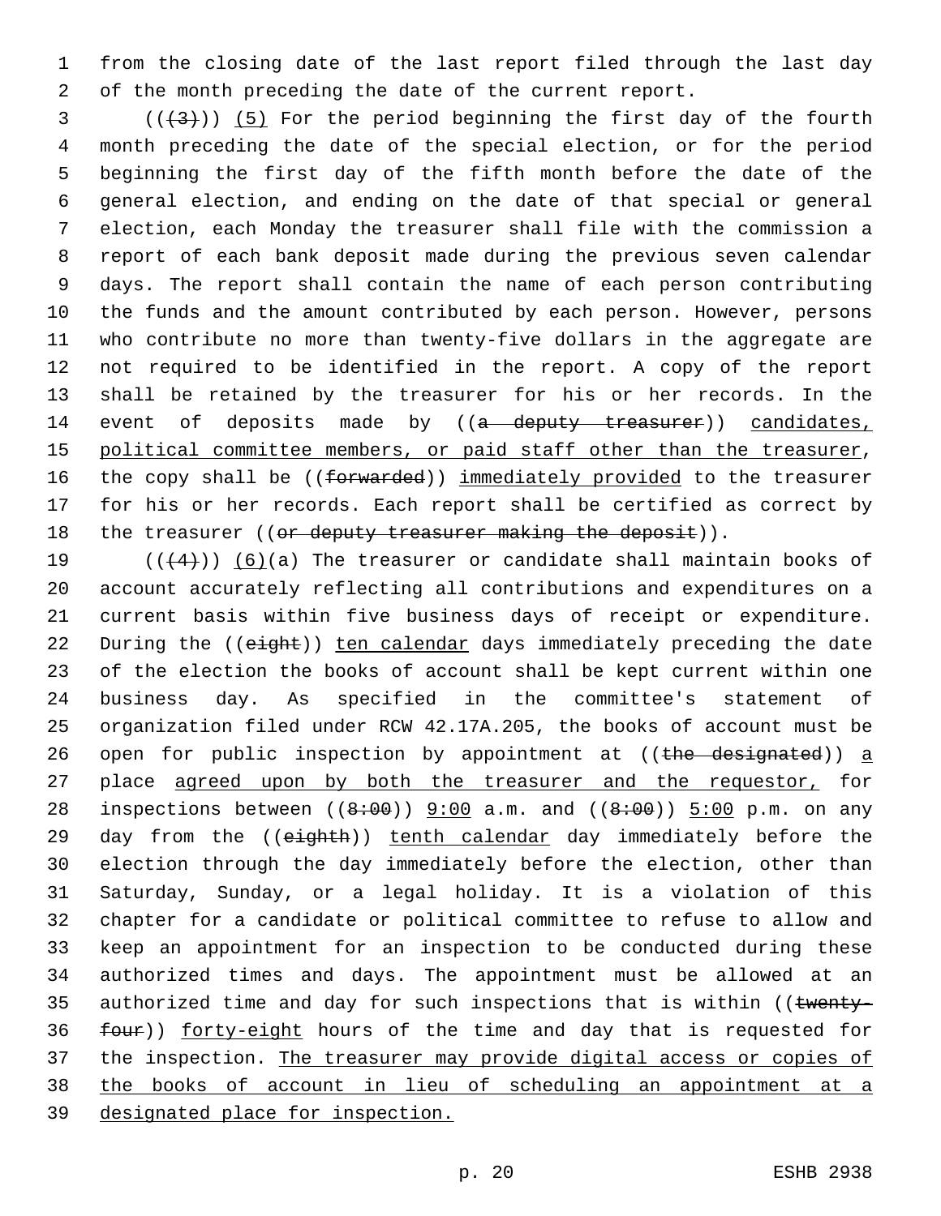from the closing date of the last report filed through the last day of the month preceding the date of the current report.

(((3))) (5) For the period beginning the first day of the fourth month preceding the date of the special election, or for the period beginning the first day of the fifth month before the date of the general election, and ending on the date of that special or general election, each Monday the treasurer shall file with the commission a report of each bank deposit made during the previous seven calendar days. The report shall contain the name of each person contributing the funds and the amount contributed by each person. However, persons who contribute no more than twenty-five dollars in the aggregate are not required to be identified in the report. A copy of the report shall be retained by the treasurer for his or her records. In the event of deposits made by ((a deputy treasurer)) candidates, political committee members, or paid staff other than the treasurer, the copy shall be ((forwarded)) immediately provided to the treasurer for his or her records. Each report shall be certified as correct by the treasurer ((or deputy treasurer making the deposit)).

(((4))) (6)(a) The treasurer or candidate shall maintain books of account accurately reflecting all contributions and expenditures on a current basis within five business days of receipt or expenditure. During the ((eight)) ten calendar days immediately preceding the date of the election the books of account shall be kept current within one business day. As specified in the committee's statement of organization filed under RCW 42.17A.205, the books of account must be open for public inspection by appointment at ((the designated)) a place agreed upon by both the treasurer and the requestor, for inspections between ((8:00)) 9:00 a.m. and ((8:00)) 5:00 p.m. on any day from the ((eighth)) tenth calendar day immediately before the election through the day immediately before the election, other than Saturday, Sunday, or a legal holiday. It is a violation of this chapter for a candidate or political committee to refuse to allow and keep an appointment for an inspection to be conducted during these authorized times and days. The appointment must be allowed at an authorized time and day for such inspections that is within ((twenty-four)) forty-eight hours of the time and day that is requested for the inspection. The treasurer may provide digital access or copies of the books of account in lieu of scheduling an appointment at a designated place for inspection.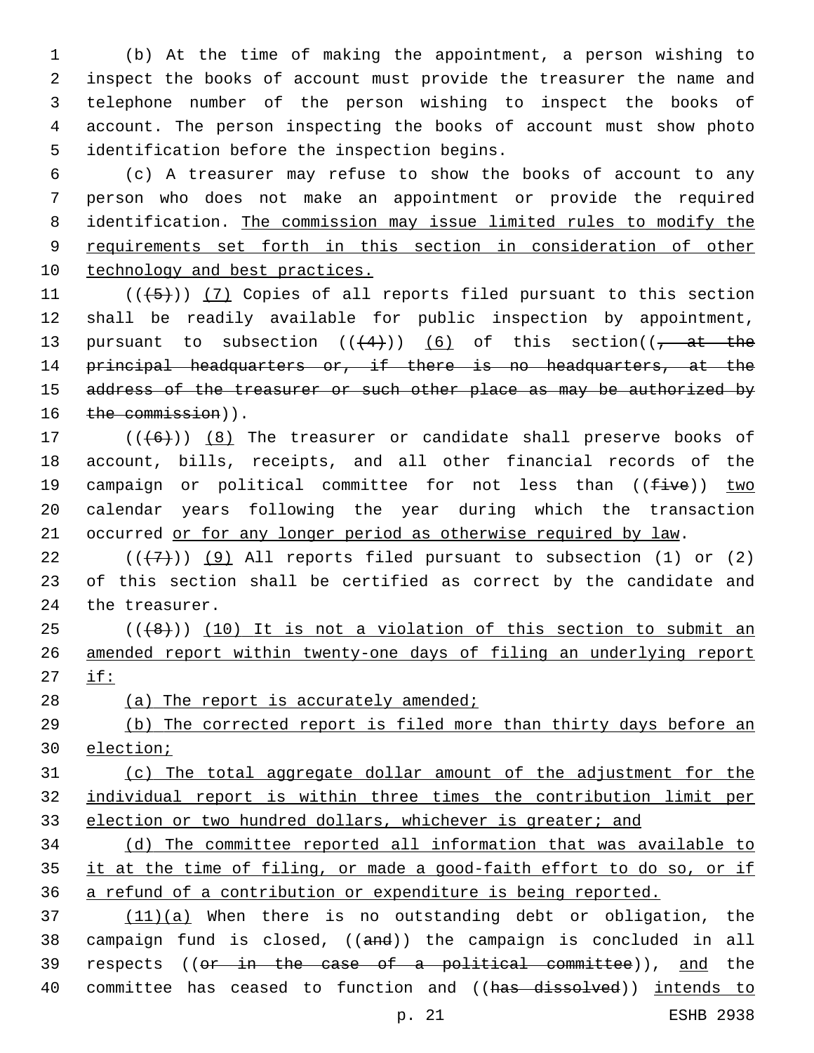(b) At the time of making the appointment, a person wishing to inspect the books of account must provide the treasurer the name and telephone number of the person wishing to inspect the books of account. The person inspecting the books of account must show photo identification before the inspection begins.

(c) A treasurer may refuse to show the books of account to any person who does not make an appointment or provide the required identification. The commission may issue limited rules to modify the requirements set forth in this section in consideration of other technology and best practices.

(((5))) (7) Copies of all reports filed pursuant to this section shall be readily available for public inspection by appointment, pursuant to subsection (((4))) (6) of this section((, at the principal headquarters or, if there is no headquarters, at the address of the treasurer or such other place as may be authorized by the commission)).

(((6))) (8) The treasurer or candidate shall preserve books of account, bills, receipts, and all other financial records of the campaign or political committee for not less than ((five)) two calendar years following the year during which the transaction occurred or for any longer period as otherwise required by law.

(((7))) (9) All reports filed pursuant to subsection (1) or (2) of this section shall be certified as correct by the candidate and the treasurer.

(((8))) (10) It is not a violation of this section to submit an amended report within twenty-one days of filing an underlying report if:

(a) The report is accurately amended;

(b) The corrected report is filed more than thirty days before an election;

(c) The total aggregate dollar amount of the adjustment for the individual report is within three times the contribution limit per election or two hundred dollars, whichever is greater; and

(d) The committee reported all information that was available to it at the time of filing, or made a good-faith effort to do so, or if a refund of a contribution or expenditure is being reported.

(11)(a) When there is no outstanding debt or obligation, the campaign fund is closed, ((and)) the campaign is concluded in all respects ((or in the case of a political committee)), and the committee has ceased to function and ((has dissolved)) intends to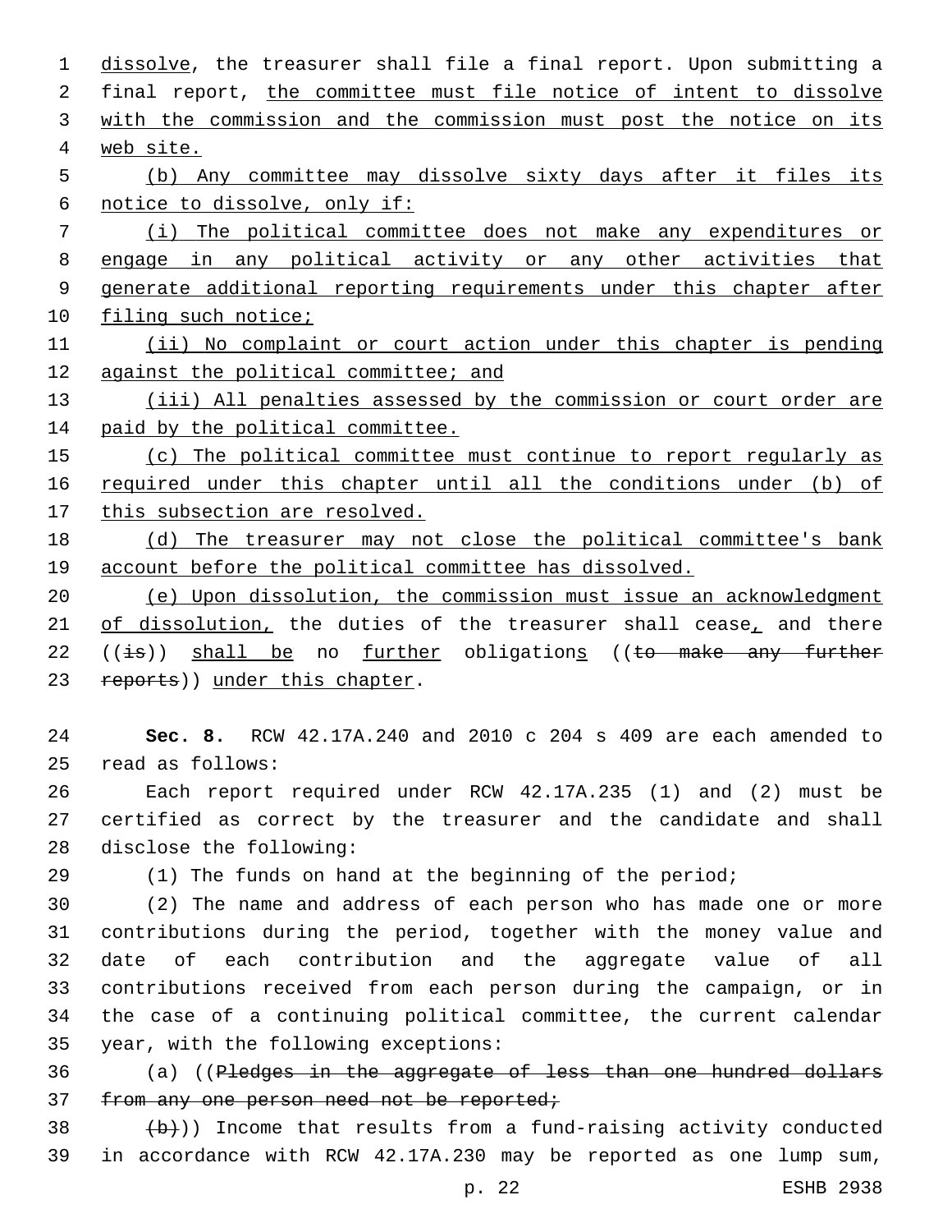dissolve, the treasurer shall file a final report. Upon submitting a final report, the committee must file notice of intent to dissolve with the commission and the commission must post the notice on its web site.

(b) Any committee may dissolve sixty days after it files its notice to dissolve, only if:

(i) The political committee does not make any expenditures or engage in any political activity or any other activities that generate additional reporting requirements under this chapter after filing such notice;

(ii) No complaint or court action under this chapter is pending against the political committee; and

(iii) All penalties assessed by the commission or court order are paid by the political committee.

(c) The political committee must continue to report regularly as required under this chapter until all the conditions under (b) of this subsection are resolved.

(d) The treasurer may not close the political committee's bank account before the political committee has dissolved.

(e) Upon dissolution, the commission must issue an acknowledgment of dissolution, the duties of the treasurer shall cease, and there ((is)) shall be no further obligations ((to make any further reports)) under this chapter.

**Sec. 8.** RCW 42.17A.240 and 2010 c 204 s 409 are each amended to read as follows:

Each report required under RCW 42.17A.235 (1) and (2) must be certified as correct by the treasurer and the candidate and shall disclose the following:

(1) The funds on hand at the beginning of the period;

(2) The name and address of each person who has made one or more contributions during the period, together with the money value and date of each contribution and the aggregate value of all contributions received from each person during the campaign, or in the case of a continuing political committee, the current calendar year, with the following exceptions:

(a) ((Pledges in the aggregate of less than one hundred dollars from any one person need not be reported;

(b))) Income that results from a fund-raising activity conducted in accordance with RCW 42.17A.230 may be reported as one lump sum,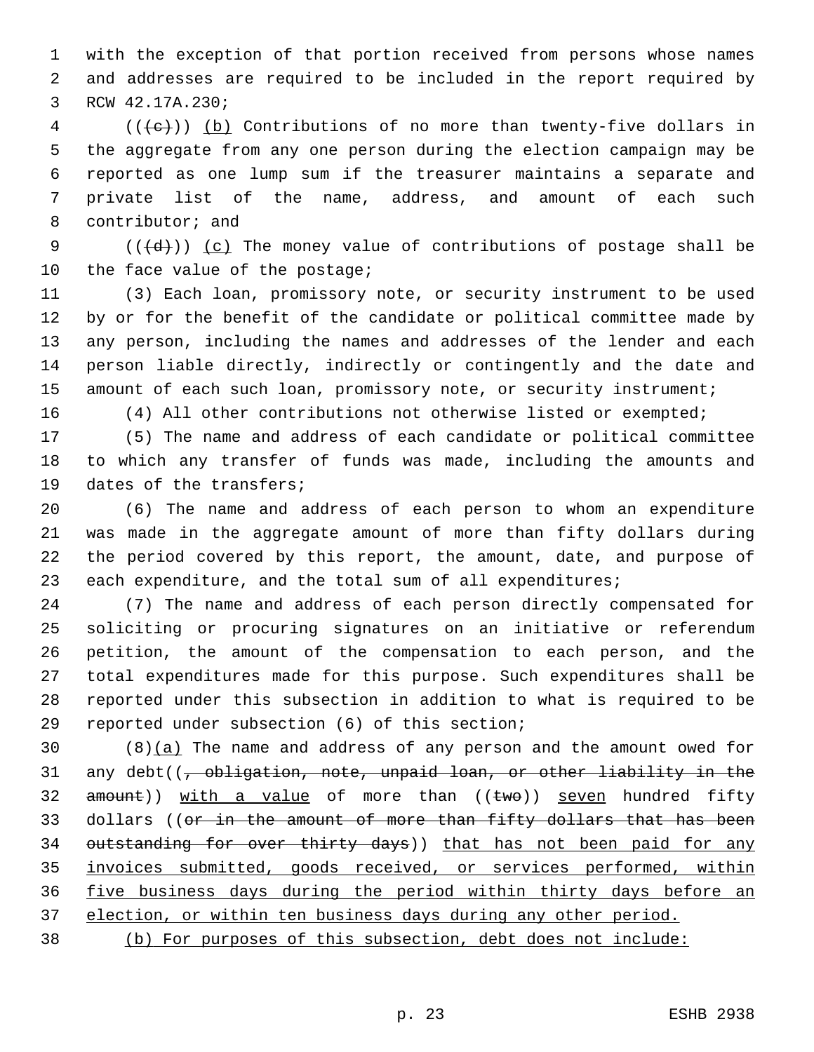with the exception of that portion received from persons whose names and addresses are required to be included in the report required by RCW 42.17A.230;

((~~(c)~~)) <u>(b)</u> Contributions of no more than twenty-five dollars in the aggregate from any one person during the election campaign may be reported as one lump sum if the treasurer maintains a separate and private list of the name, address, and amount of each such contributor; and

((~~(d)~~)) <u>(c)</u> The money value of contributions of postage shall be the face value of the postage;

(3) Each loan, promissory note, or security instrument to be used by or for the benefit of the candidate or political committee made by any person, including the names and addresses of the lender and each person liable directly, indirectly or contingently and the date and amount of each such loan, promissory note, or security instrument;

(4) All other contributions not otherwise listed or exempted;

(5) The name and address of each candidate or political committee to which any transfer of funds was made, including the amounts and dates of the transfers;

(6) The name and address of each person to whom an expenditure was made in the aggregate amount of more than fifty dollars during the period covered by this report, the amount, date, and purpose of each expenditure, and the total sum of all expenditures;

(7) The name and address of each person directly compensated for soliciting or procuring signatures on an initiative or referendum petition, the amount of the compensation to each person, and the total expenditures made for this purpose. Such expenditures shall be reported under this subsection in addition to what is required to be reported under subsection (6) of this section;

(8)<u>(a)</u> The name and address of any person and the amount owed for any debt((~~, obligation, note, unpaid loan, or other liability in the amount~~)) <u>with a value</u> of more than ((~~two~~)) <u>seven</u> hundred fifty dollars ((~~or in the amount of more than fifty dollars that has been outstanding for over thirty days~~)) <u>that has not been paid for any invoices submitted, goods received, or services performed, within five business days during the period within thirty days before an election, or within ten business days during any other period.</u>

<u>(b) For purposes of this subsection, debt does not include:</u>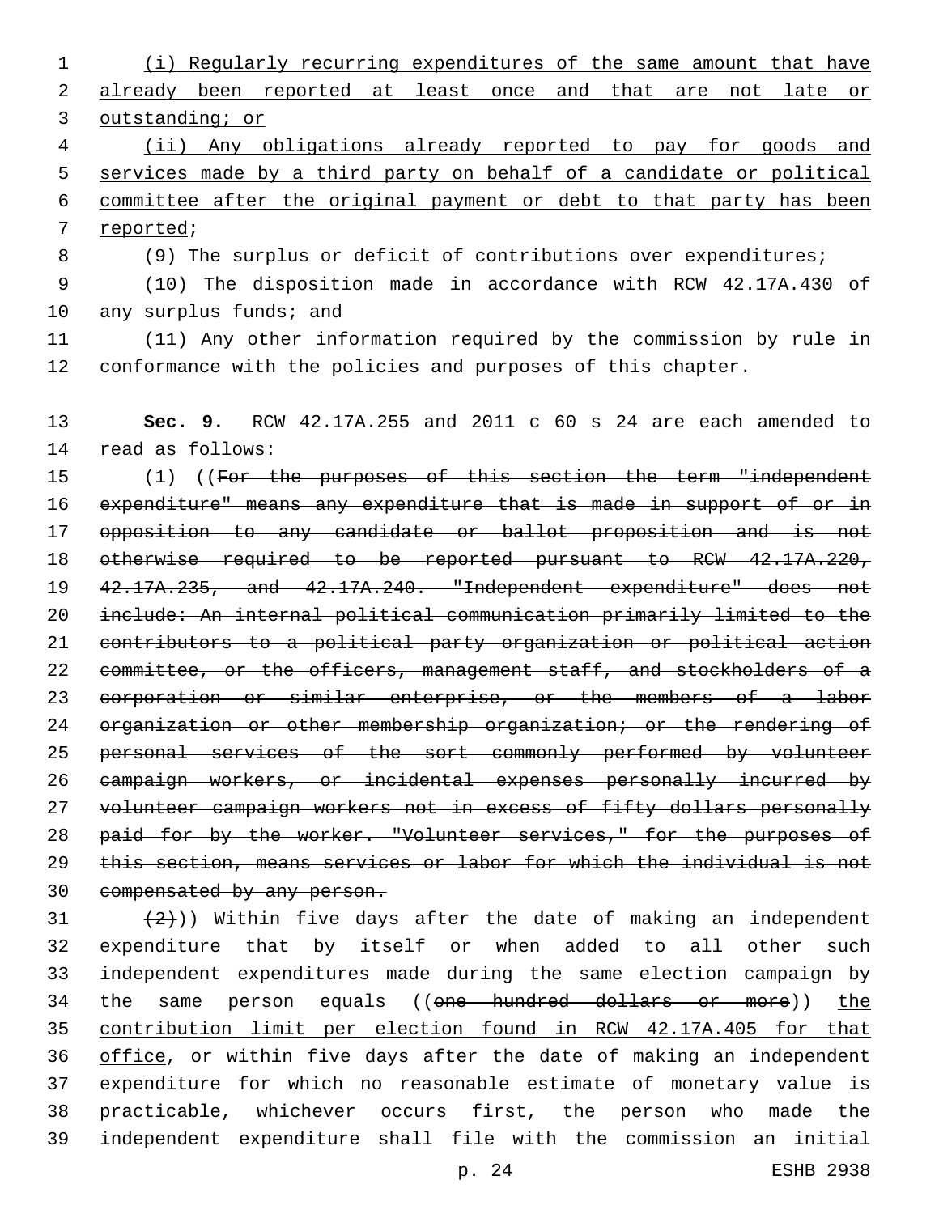(i) Regularly recurring expenditures of the same amount that have already been reported at least once and that are not late or outstanding; or

(ii) Any obligations already reported to pay for goods and services made by a third party on behalf of a candidate or political committee after the original payment or debt to that party has been reported;

(9) The surplus or deficit of contributions over expenditures;

(10) The disposition made in accordance with RCW 42.17A.430 of any surplus funds; and

(11) Any other information required by the commission by rule in conformance with the policies and purposes of this chapter.

**Sec. 9.** RCW 42.17A.255 and 2011 c 60 s 24 are each amended to read as follows:

(1) ((~~For the purposes of this section the term "independent expenditure" means any expenditure that is made in support of or in opposition to any candidate or ballot proposition and is not otherwise required to be reported pursuant to RCW 42.17A.220, 42.17A.235, and 42.17A.240. "Independent expenditure" does not include: An internal political communication primarily limited to the contributors to a political party organization or political action committee, or the officers, management staff, and stockholders of a corporation or similar enterprise, or the members of a labor organization or other membership organization; or the rendering of personal services of the sort commonly performed by volunteer campaign workers, or incidental expenses personally incurred by volunteer campaign workers not in excess of fifty dollars personally paid for by the worker. "Volunteer services," for the purposes of this section, means services or labor for which the individual is not compensated by any person.~~

~~(2)~~)) Within five days after the date of making an independent expenditure that by itself or when added to all other such independent expenditures made during the same election campaign by the same person equals ((~~one hundred dollars or more~~)) the contribution limit per election found in RCW 42.17A.405 for that office, or within five days after the date of making an independent expenditure for which no reasonable estimate of monetary value is practicable, whichever occurs first, the person who made the independent expenditure shall file with the commission an initial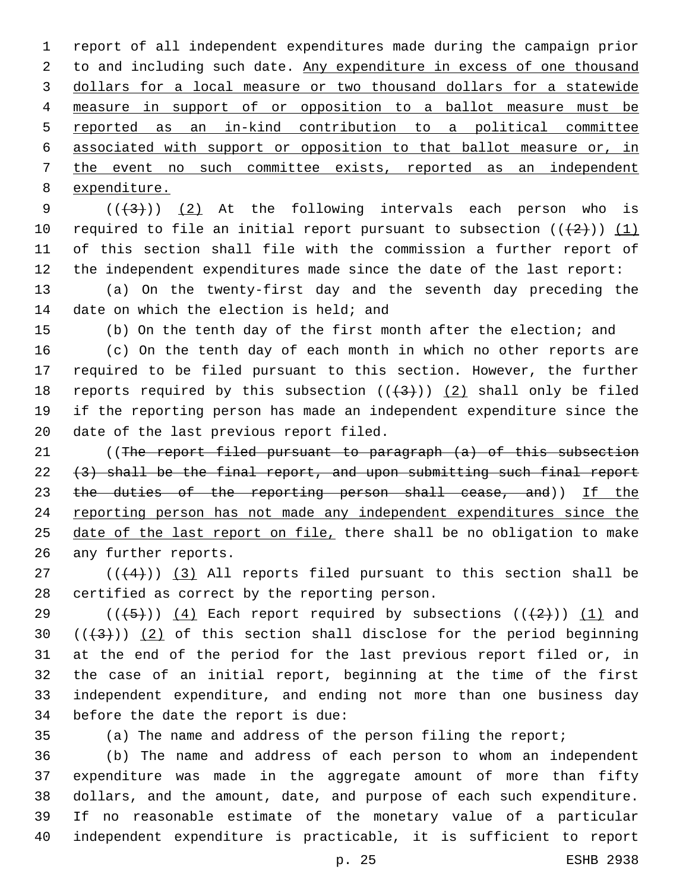report of all independent expenditures made during the campaign prior to and including such date. Any expenditure in excess of one thousand dollars for a local measure or two thousand dollars for a statewide measure in support of or opposition to a ballot measure must be reported as an in-kind contribution to a political committee associated with support or opposition to that ballot measure or, in the event no such committee exists, reported as an independent expenditure.

(((3))) (2) At the following intervals each person who is required to file an initial report pursuant to subsection (((2))) (1) of this section shall file with the commission a further report of the independent expenditures made since the date of the last report:

(a) On the twenty-first day and the seventh day preceding the date on which the election is held; and

(b) On the tenth day of the first month after the election; and

(c) On the tenth day of each month in which no other reports are required to be filed pursuant to this section. However, the further reports required by this subsection (((3))) (2) shall only be filed if the reporting person has made an independent expenditure since the date of the last previous report filed.

((The report filed pursuant to paragraph (a) of this subsection (3) shall be the final report, and upon submitting such final report the duties of the reporting person shall cease, and)) If the reporting person has not made any independent expenditures since the date of the last report on file, there shall be no obligation to make any further reports.

(((4))) (3) All reports filed pursuant to this section shall be certified as correct by the reporting person.

(((5))) (4) Each report required by subsections (((2))) (1) and (((3))) (2) of this section shall disclose for the period beginning at the end of the period for the last previous report filed or, in the case of an initial report, beginning at the time of the first independent expenditure, and ending not more than one business day before the date the report is due:

(a) The name and address of the person filing the report;

(b) The name and address of each person to whom an independent expenditure was made in the aggregate amount of more than fifty dollars, and the amount, date, and purpose of each such expenditure. If no reasonable estimate of the monetary value of a particular independent expenditure is practicable, it is sufficient to report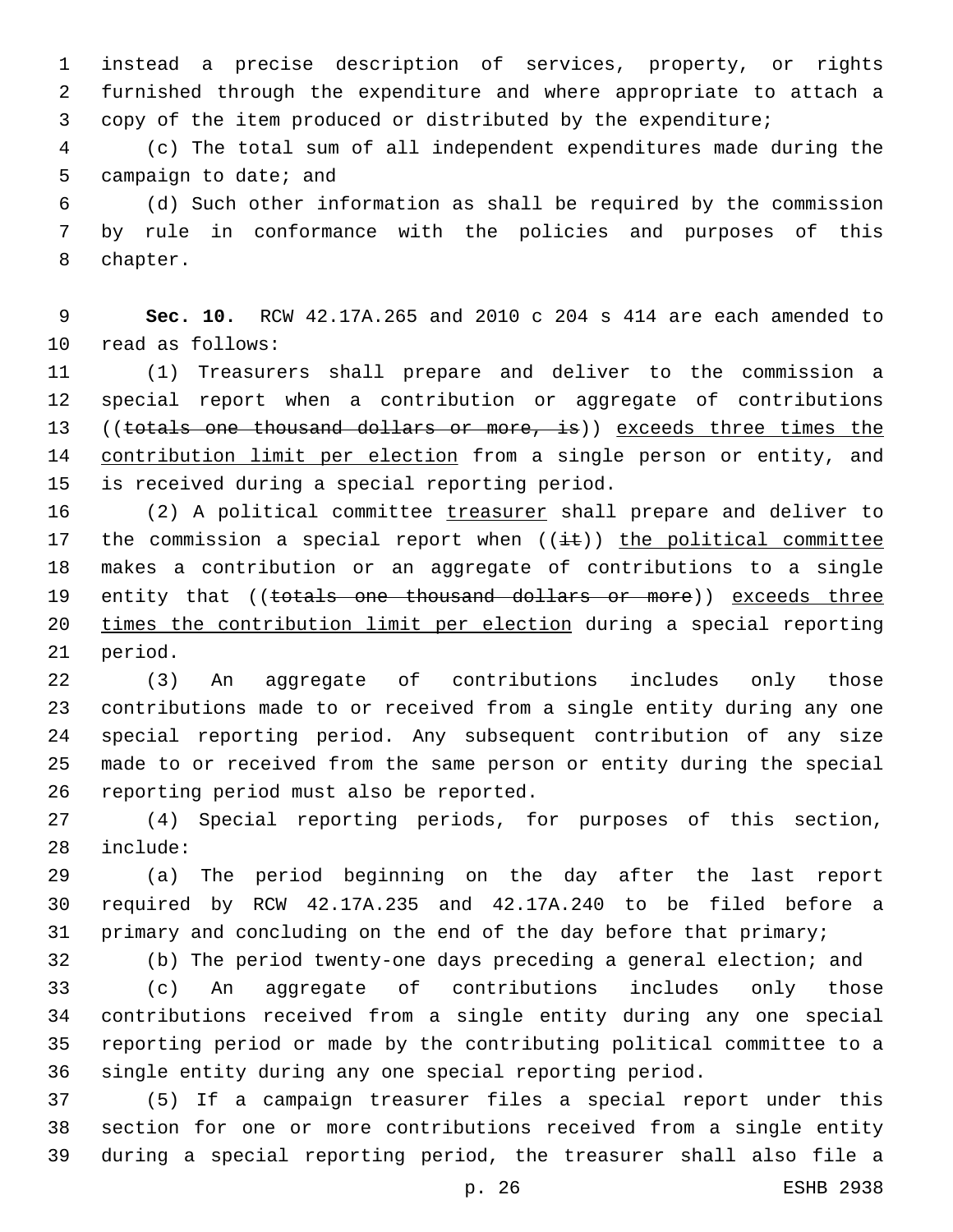instead a precise description of services, property, or rights furnished through the expenditure and where appropriate to attach a copy of the item produced or distributed by the expenditure;

(c) The total sum of all independent expenditures made during the campaign to date; and

(d) Such other information as shall be required by the commission by rule in conformance with the policies and purposes of this chapter.

**Sec. 10.** RCW 42.17A.265 and 2010 c 204 s 414 are each amended to read as follows:

(1) Treasurers shall prepare and deliver to the commission a special report when a contribution or aggregate of contributions ((~~totals one thousand dollars or more, is~~)) <u>exceeds three times the contribution limit per election</u> from a single person or entity, and is received during a special reporting period.

(2) A political committee <u>treasurer</u> shall prepare and deliver to the commission a special report when ((~~it~~)) <u>the political committee</u> makes a contribution or an aggregate of contributions to a single entity that ((~~totals one thousand dollars or more~~)) <u>exceeds three times the contribution limit per election</u> during a special reporting period.

(3) An aggregate of contributions includes only those contributions made to or received from a single entity during any one special reporting period. Any subsequent contribution of any size made to or received from the same person or entity during the special reporting period must also be reported.

(4) Special reporting periods, for purposes of this section, include:

(a) The period beginning on the day after the last report required by RCW 42.17A.235 and 42.17A.240 to be filed before a primary and concluding on the end of the day before that primary;

(b) The period twenty-one days preceding a general election; and

(c) An aggregate of contributions includes only those contributions received from a single entity during any one special reporting period or made by the contributing political committee to a single entity during any one special reporting period.

(5) If a campaign treasurer files a special report under this section for one or more contributions received from a single entity during a special reporting period, the treasurer shall also file a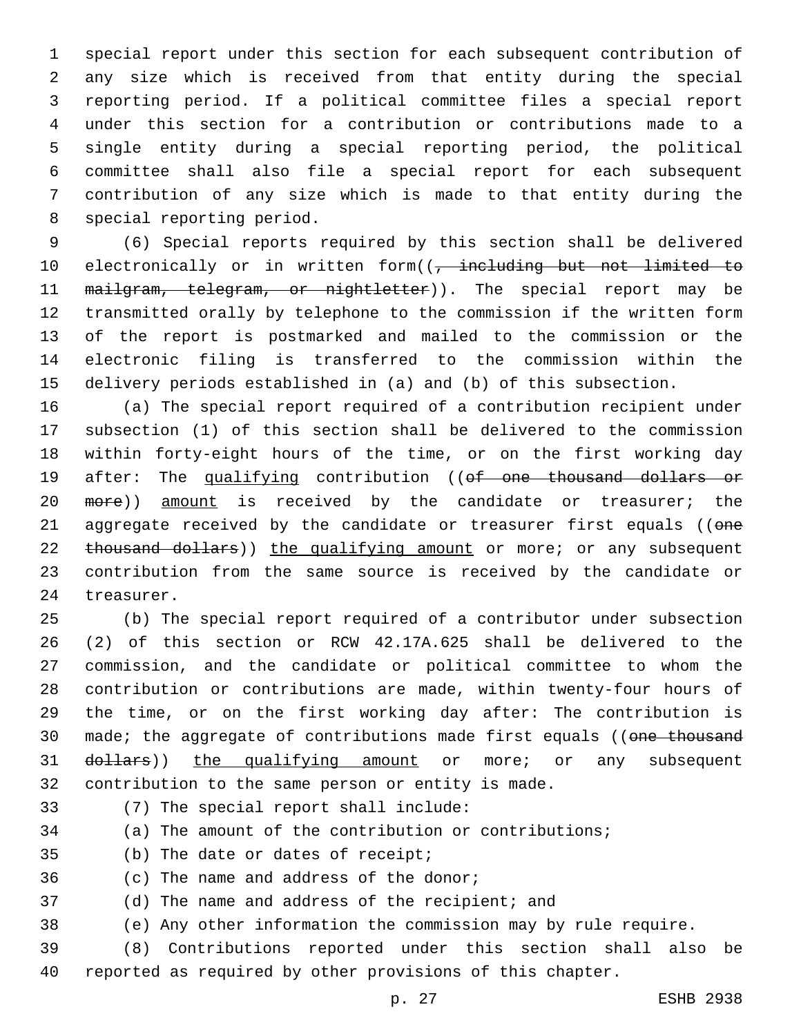special report under this section for each subsequent contribution of any size which is received from that entity during the special reporting period. If a political committee files a special report under this section for a contribution or contributions made to a single entity during a special reporting period, the political committee shall also file a special report for each subsequent contribution of any size which is made to that entity during the special reporting period.

(6) Special reports required by this section shall be delivered electronically or in written form((~~, including but not limited to mailgram, telegram, or nightletter~~)). The special report may be transmitted orally by telephone to the commission if the written form of the report is postmarked and mailed to the commission or the electronic filing is transferred to the commission within the delivery periods established in (a) and (b) of this subsection.

(a) The special report required of a contribution recipient under subsection (1) of this section shall be delivered to the commission within forty-eight hours of the time, or on the first working day after: The <u>qualifying</u> contribution ((~~of one thousand dollars or more~~)) <u>amount</u> is received by the candidate or treasurer; the aggregate received by the candidate or treasurer first equals ((~~one thousand dollars~~)) <u>the qualifying amount</u> or more; or any subsequent contribution from the same source is received by the candidate or treasurer.

(b) The special report required of a contributor under subsection (2) of this section or RCW 42.17A.625 shall be delivered to the commission, and the candidate or political committee to whom the contribution or contributions are made, within twenty-four hours of the time, or on the first working day after: The contribution is made; the aggregate of contributions made first equals ((~~one thousand dollars~~)) <u>the qualifying amount</u> or more; or any subsequent contribution to the same person or entity is made.

(7) The special report shall include:

(a) The amount of the contribution or contributions;

(b) The date or dates of receipt;

(c) The name and address of the donor;

(d) The name and address of the recipient; and

(e) Any other information the commission may by rule require.

(8) Contributions reported under this section shall also be reported as required by other provisions of this chapter.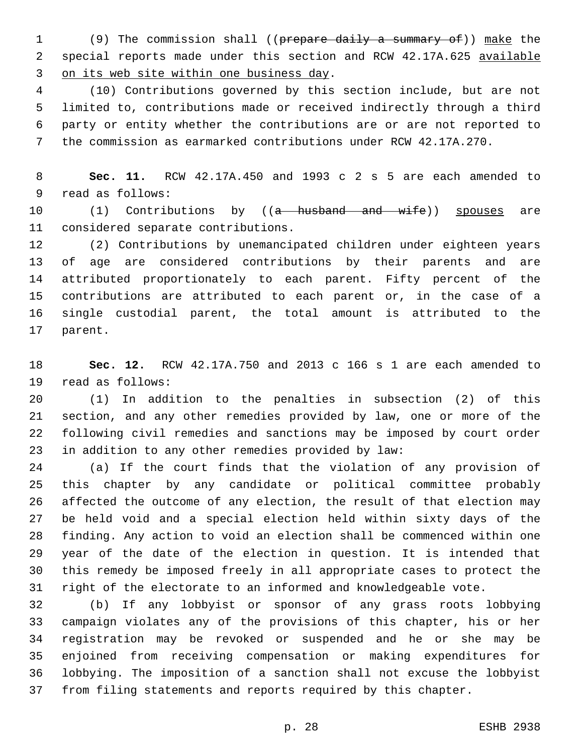(9) The commission shall ((~~prepare daily a summary of~~)) <u>make</u> the special reports made under this section and RCW 42.17A.625 <u>available on its web site within one business day</u>.

(10) Contributions governed by this section include, but are not limited to, contributions made or received indirectly through a third party or entity whether the contributions are or are not reported to the commission as earmarked contributions under RCW 42.17A.270.

**Sec. 11.** RCW 42.17A.450 and 1993 c 2 s 5 are each amended to read as follows:

(1) Contributions by ((~~a husband and wife~~)) <u>spouses</u> are considered separate contributions.

(2) Contributions by unemancipated children under eighteen years of age are considered contributions by their parents and are attributed proportionately to each parent. Fifty percent of the contributions are attributed to each parent or, in the case of a single custodial parent, the total amount is attributed to the parent.

**Sec. 12.** RCW 42.17A.750 and 2013 c 166 s 1 are each amended to read as follows:

(1) In addition to the penalties in subsection (2) of this section, and any other remedies provided by law, one or more of the following civil remedies and sanctions may be imposed by court order in addition to any other remedies provided by law:

(a) If the court finds that the violation of any provision of this chapter by any candidate or political committee probably affected the outcome of any election, the result of that election may be held void and a special election held within sixty days of the finding. Any action to void an election shall be commenced within one year of the date of the election in question. It is intended that this remedy be imposed freely in all appropriate cases to protect the right of the electorate to an informed and knowledgeable vote.

(b) If any lobbyist or sponsor of any grass roots lobbying campaign violates any of the provisions of this chapter, his or her registration may be revoked or suspended and he or she may be enjoined from receiving compensation or making expenditures for lobbying. The imposition of a sanction shall not excuse the lobbyist from filing statements and reports required by this chapter.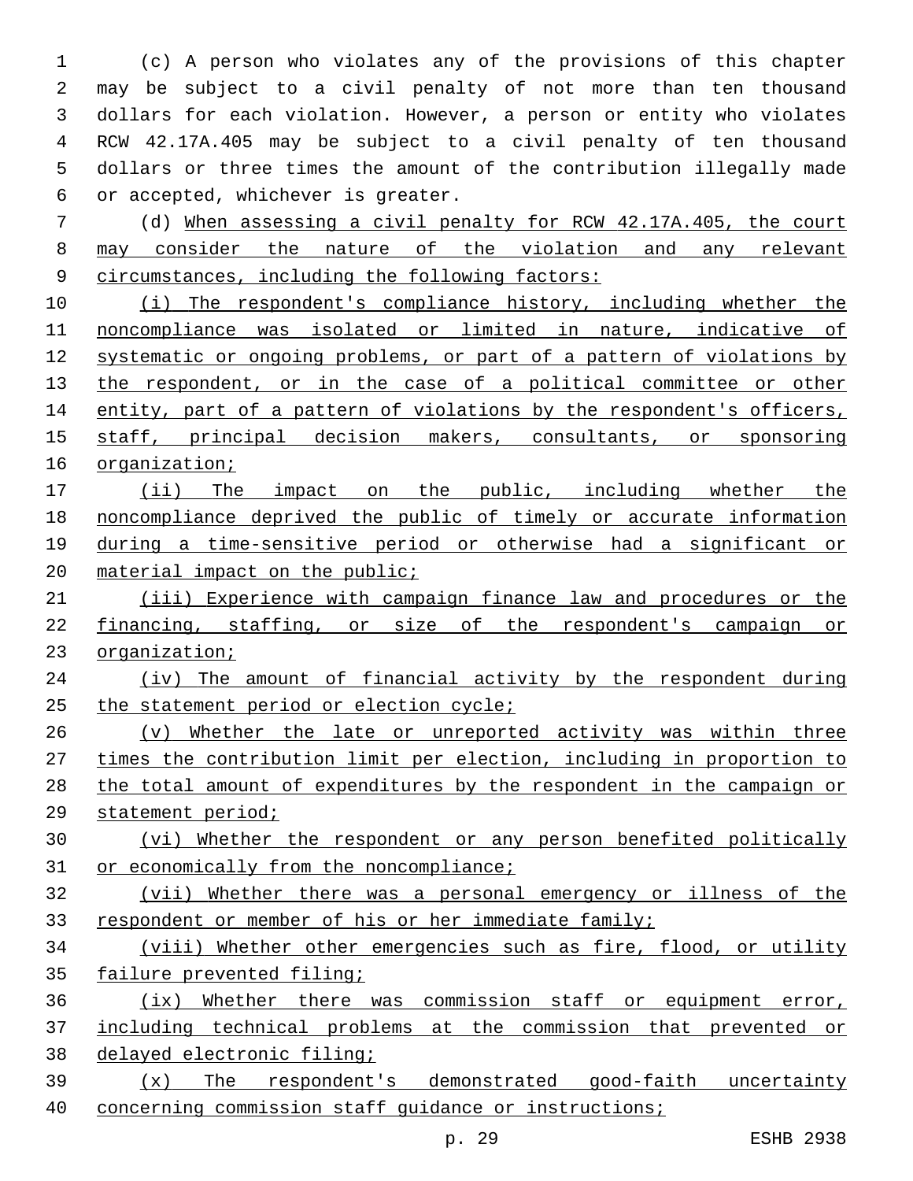(c) A person who violates any of the provisions of this chapter may be subject to a civil penalty of not more than ten thousand dollars for each violation. However, a person or entity who violates RCW 42.17A.405 may be subject to a civil penalty of ten thousand dollars or three times the amount of the contribution illegally made or accepted, whichever is greater.

(d) When assessing a civil penalty for RCW 42.17A.405, the court may consider the nature of the violation and any relevant circumstances, including the following factors:

(i) The respondent's compliance history, including whether the noncompliance was isolated or limited in nature, indicative of systematic or ongoing problems, or part of a pattern of violations by the respondent, or in the case of a political committee or other entity, part of a pattern of violations by the respondent's officers, staff, principal decision makers, consultants, or sponsoring organization;

(ii) The impact on the public, including whether the noncompliance deprived the public of timely or accurate information during a time-sensitive period or otherwise had a significant or material impact on the public;

(iii) Experience with campaign finance law and procedures or the financing, staffing, or size of the respondent's campaign or organization;

(iv) The amount of financial activity by the respondent during the statement period or election cycle;

(v) Whether the late or unreported activity was within three times the contribution limit per election, including in proportion to the total amount of expenditures by the respondent in the campaign or statement period;

(vi) Whether the respondent or any person benefited politically or economically from the noncompliance;

(vii) Whether there was a personal emergency or illness of the respondent or member of his or her immediate family;

(viii) Whether other emergencies such as fire, flood, or utility failure prevented filing;

(ix) Whether there was commission staff or equipment error, including technical problems at the commission that prevented or delayed electronic filing;

(x) The respondent's demonstrated good-faith uncertainty concerning commission staff guidance or instructions;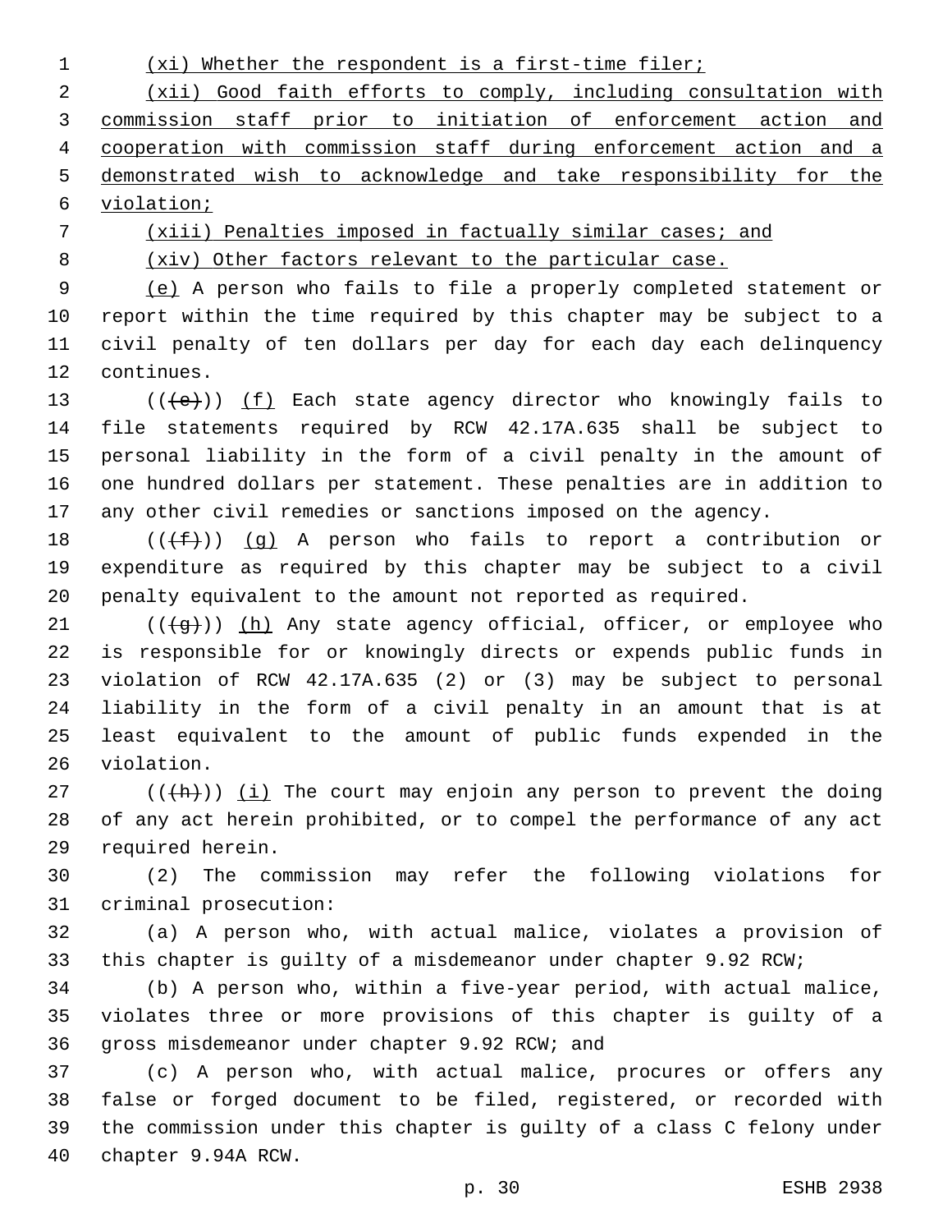(xi) Whether the respondent is a first-time filer;

(xii) Good faith efforts to comply, including consultation with commission staff prior to initiation of enforcement action and cooperation with commission staff during enforcement action and a demonstrated wish to acknowledge and take responsibility for the violation;

(xiii) Penalties imposed in factually similar cases; and

(xiv) Other factors relevant to the particular case.

(e) A person who fails to file a properly completed statement or report within the time required by this chapter may be subject to a civil penalty of ten dollars per day for each day each delinquency continues.

(((e))) (f) Each state agency director who knowingly fails to file statements required by RCW 42.17A.635 shall be subject to personal liability in the form of a civil penalty in the amount of one hundred dollars per statement. These penalties are in addition to any other civil remedies or sanctions imposed on the agency.

(((f))) (g) A person who fails to report a contribution or expenditure as required by this chapter may be subject to a civil penalty equivalent to the amount not reported as required.

(((g))) (h) Any state agency official, officer, or employee who is responsible for or knowingly directs or expends public funds in violation of RCW 42.17A.635 (2) or (3) may be subject to personal liability in the form of a civil penalty in an amount that is at least equivalent to the amount of public funds expended in the violation.

(((h))) (i) The court may enjoin any person to prevent the doing of any act herein prohibited, or to compel the performance of any act required herein.

(2) The commission may refer the following violations for criminal prosecution:

(a) A person who, with actual malice, violates a provision of this chapter is guilty of a misdemeanor under chapter 9.92 RCW;

(b) A person who, within a five-year period, with actual malice, violates three or more provisions of this chapter is guilty of a gross misdemeanor under chapter 9.92 RCW; and

(c) A person who, with actual malice, procures or offers any false or forged document to be filed, registered, or recorded with the commission under this chapter is guilty of a class C felony under chapter 9.94A RCW.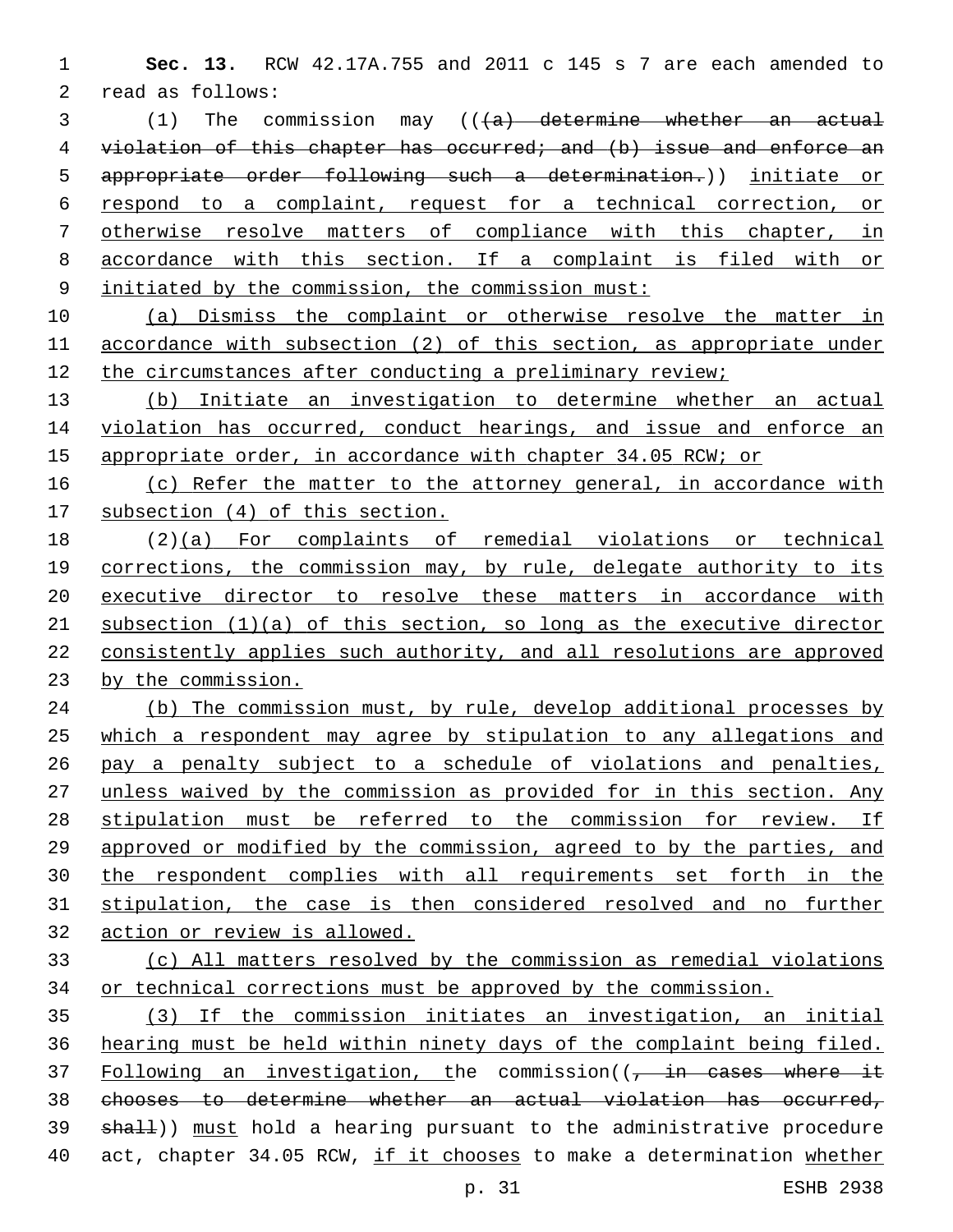**Sec. 13.** RCW 42.17A.755 and 2011 c 145 s 7 are each amended to read as follows:

(1) The commission may ((~~(a) determine whether an actual violation of this chapter has occurred; and (b) issue and enforce an appropriate order following such a determination.~~)) initiate or respond to a complaint, request for a technical correction, or otherwise resolve matters of compliance with this chapter, in accordance with this section. If a complaint is filed with or initiated by the commission, the commission must:

(a) Dismiss the complaint or otherwise resolve the matter in accordance with subsection (2) of this section, as appropriate under the circumstances after conducting a preliminary review;

(b) Initiate an investigation to determine whether an actual violation has occurred, conduct hearings, and issue and enforce an appropriate order, in accordance with chapter 34.05 RCW; or

(c) Refer the matter to the attorney general, in accordance with subsection (4) of this section.

(2)(a) For complaints of remedial violations or technical corrections, the commission may, by rule, delegate authority to its executive director to resolve these matters in accordance with subsection (1)(a) of this section, so long as the executive director consistently applies such authority, and all resolutions are approved by the commission.

(b) The commission must, by rule, develop additional processes by which a respondent may agree by stipulation to any allegations and pay a penalty subject to a schedule of violations and penalties, unless waived by the commission as provided for in this section. Any stipulation must be referred to the commission for review. If approved or modified by the commission, agreed to by the parties, and the respondent complies with all requirements set forth in the stipulation, the case is then considered resolved and no further action or review is allowed.

(c) All matters resolved by the commission as remedial violations or technical corrections must be approved by the commission.

(3) If the commission initiates an investigation, an initial hearing must be held within ninety days of the complaint being filed. Following an investigation, the commission((~~, in cases where it chooses to determine whether an actual violation has occurred, shall~~)) must hold a hearing pursuant to the administrative procedure act, chapter 34.05 RCW, if it chooses to make a determination whether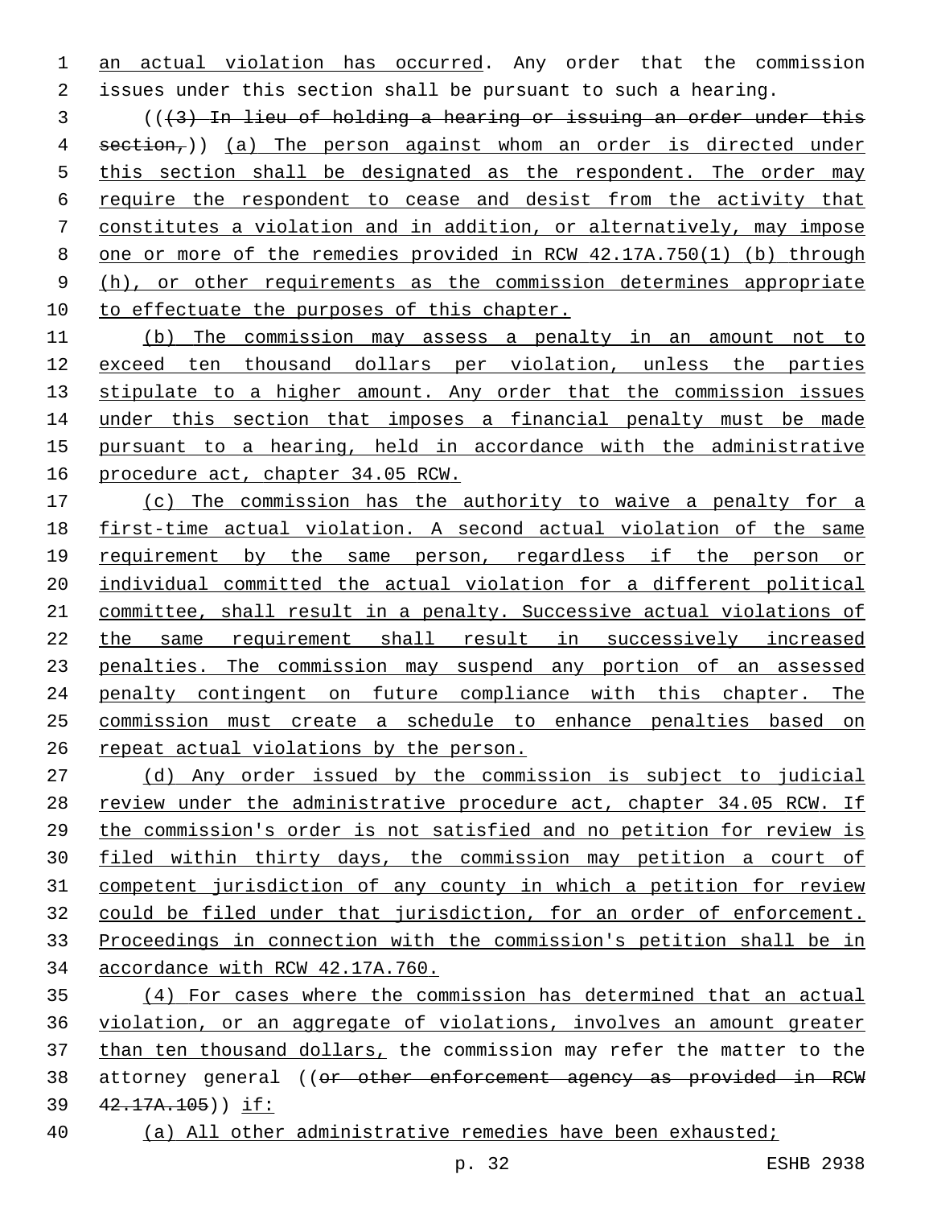an actual violation has occurred. Any order that the commission issues under this section shall be pursuant to such a hearing.

(((3) In lieu of holding a hearing or issuing an order under this section,)) (a) The person against whom an order is directed under this section shall be designated as the respondent. The order may require the respondent to cease and desist from the activity that constitutes a violation and in addition, or alternatively, may impose one or more of the remedies provided in RCW 42.17A.750(1) (b) through (h), or other requirements as the commission determines appropriate to effectuate the purposes of this chapter.

(b) The commission may assess a penalty in an amount not to exceed ten thousand dollars per violation, unless the parties stipulate to a higher amount. Any order that the commission issues under this section that imposes a financial penalty must be made pursuant to a hearing, held in accordance with the administrative procedure act, chapter 34.05 RCW.

(c) The commission has the authority to waive a penalty for a first-time actual violation. A second actual violation of the same requirement by the same person, regardless if the person or individual committed the actual violation for a different political committee, shall result in a penalty. Successive actual violations of the same requirement shall result in successively increased penalties. The commission may suspend any portion of an assessed penalty contingent on future compliance with this chapter. The commission must create a schedule to enhance penalties based on repeat actual violations by the person.

(d) Any order issued by the commission is subject to judicial review under the administrative procedure act, chapter 34.05 RCW. If the commission's order is not satisfied and no petition for review is filed within thirty days, the commission may petition a court of competent jurisdiction of any county in which a petition for review could be filed under that jurisdiction, for an order of enforcement. Proceedings in connection with the commission's petition shall be in accordance with RCW 42.17A.760.

(4) For cases where the commission has determined that an actual violation, or an aggregate of violations, involves an amount greater than ten thousand dollars, the commission may refer the matter to the attorney general ((or other enforcement agency as provided in RCW 42.17A.105)) if:

(a) All other administrative remedies have been exhausted;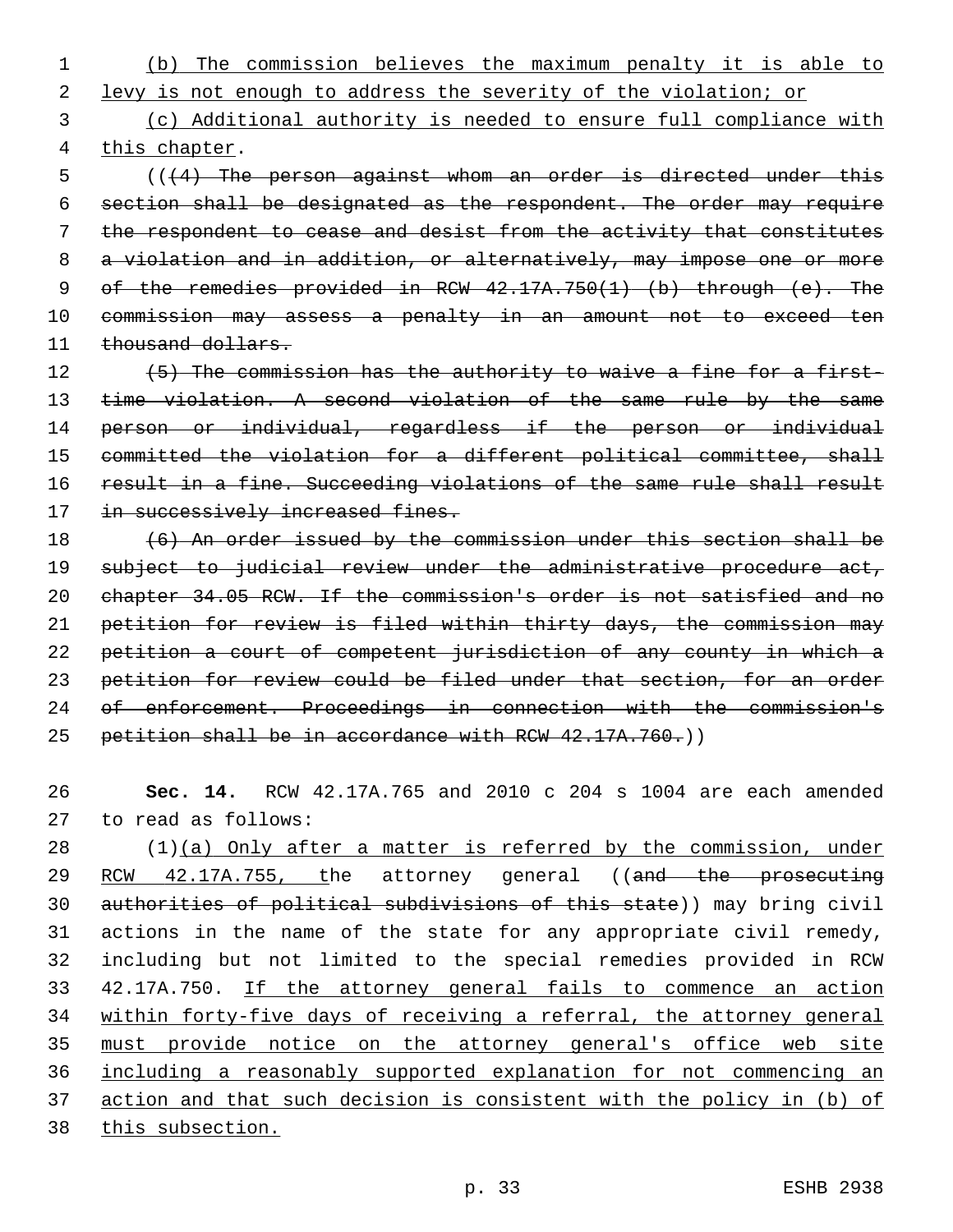(b) The commission believes the maximum penalty it is able to levy is not enough to address the severity of the violation; or

(c) Additional authority is needed to ensure full compliance with this chapter.

(((4) The person against whom an order is directed under this section shall be designated as the respondent. The order may require the respondent to cease and desist from the activity that constitutes a violation and in addition, or alternatively, may impose one or more of the remedies provided in RCW 42.17A.750(1) (b) through (e). The commission may assess a penalty in an amount not to exceed ten thousand dollars.

(5) The commission has the authority to waive a fine for a first-time violation. A second violation of the same rule by the same person or individual, regardless if the person or individual committed the violation for a different political committee, shall result in a fine. Succeeding violations of the same rule shall result in successively increased fines.

(6) An order issued by the commission under this section shall be subject to judicial review under the administrative procedure act, chapter 34.05 RCW. If the commission's order is not satisfied and no petition for review is filed within thirty days, the commission may petition a court of competent jurisdiction of any county in which a petition for review could be filed under that section, for an order of enforcement. Proceedings in connection with the commission's petition shall be in accordance with RCW 42.17A.760.))

**Sec. 14.** RCW 42.17A.765 and 2010 c 204 s 1004 are each amended to read as follows:

(1)(a) Only after a matter is referred by the commission, under RCW 42.17A.755, the attorney general ((and the prosecuting authorities of political subdivisions of this state)) may bring civil actions in the name of the state for any appropriate civil remedy, including but not limited to the special remedies provided in RCW 42.17A.750. If the attorney general fails to commence an action within forty-five days of receiving a referral, the attorney general must provide notice on the attorney general's office web site including a reasonably supported explanation for not commencing an action and that such decision is consistent with the policy in (b) of this subsection.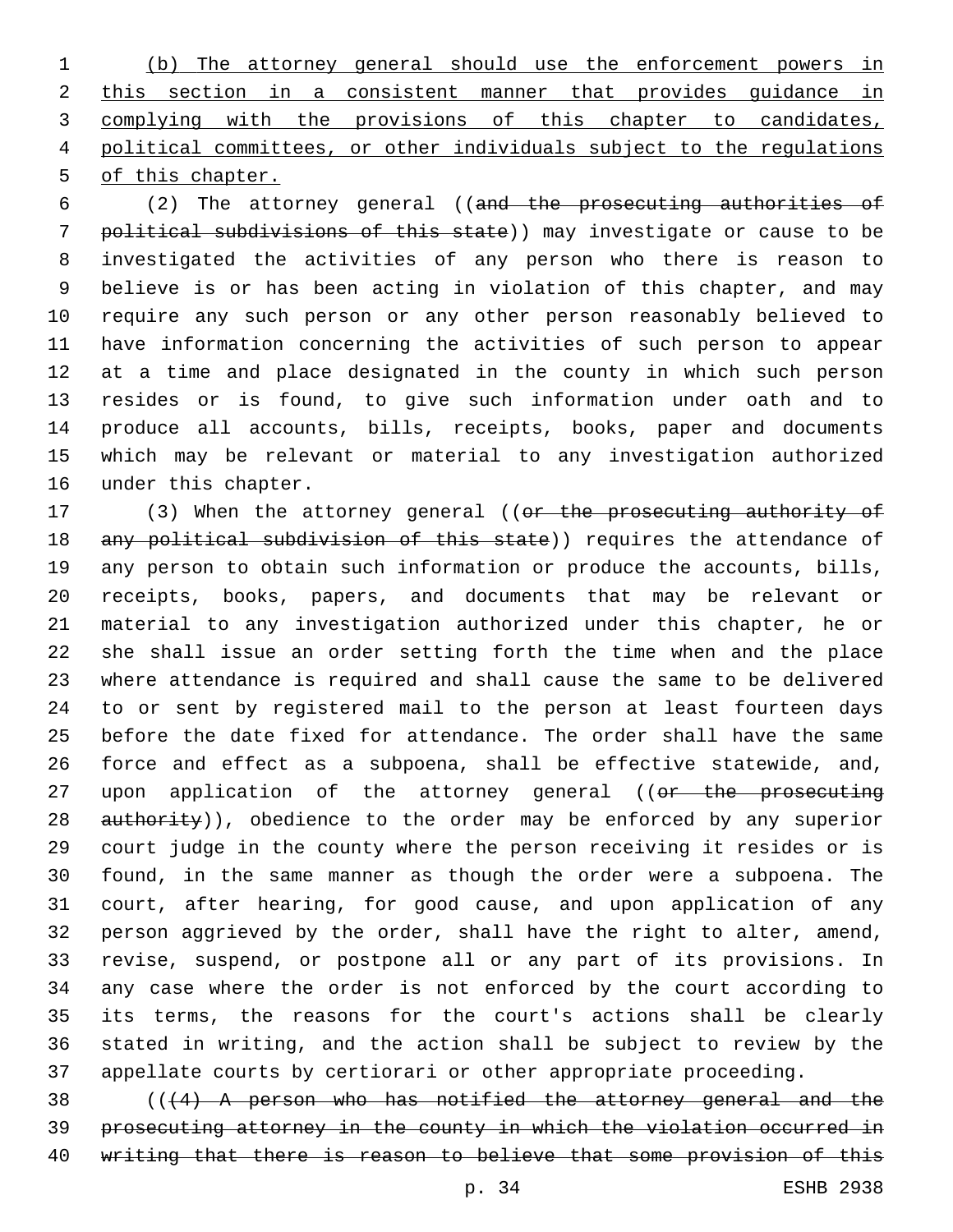(b) The attorney general should use the enforcement powers in this section in a consistent manner that provides guidance in complying with the provisions of this chapter to candidates, political committees, or other individuals subject to the regulations of this chapter.

(2) The attorney general ((~~and the prosecuting authorities of political subdivisions of this state~~)) may investigate or cause to be investigated the activities of any person who there is reason to believe is or has been acting in violation of this chapter, and may require any such person or any other person reasonably believed to have information concerning the activities of such person to appear at a time and place designated in the county in which such person resides or is found, to give such information under oath and to produce all accounts, bills, receipts, books, paper and documents which may be relevant or material to any investigation authorized under this chapter.

(3) When the attorney general ((~~or the prosecuting authority of any political subdivision of this state~~)) requires the attendance of any person to obtain such information or produce the accounts, bills, receipts, books, papers, and documents that may be relevant or material to any investigation authorized under this chapter, he or she shall issue an order setting forth the time when and the place where attendance is required and shall cause the same to be delivered to or sent by registered mail to the person at least fourteen days before the date fixed for attendance. The order shall have the same force and effect as a subpoena, shall be effective statewide, and, upon application of the attorney general ((~~or the prosecuting authority~~)), obedience to the order may be enforced by any superior court judge in the county where the person receiving it resides or is found, in the same manner as though the order were a subpoena. The court, after hearing, for good cause, and upon application of any person aggrieved by the order, shall have the right to alter, amend, revise, suspend, or postpone all or any part of its provisions. In any case where the order is not enforced by the court according to its terms, the reasons for the court's actions shall be clearly stated in writing, and the action shall be subject to review by the appellate courts by certiorari or other appropriate proceeding.

((~~(4) A person who has notified the attorney general and the prosecuting attorney in the county in which the violation occurred in writing that there is reason to believe that some provision of this~~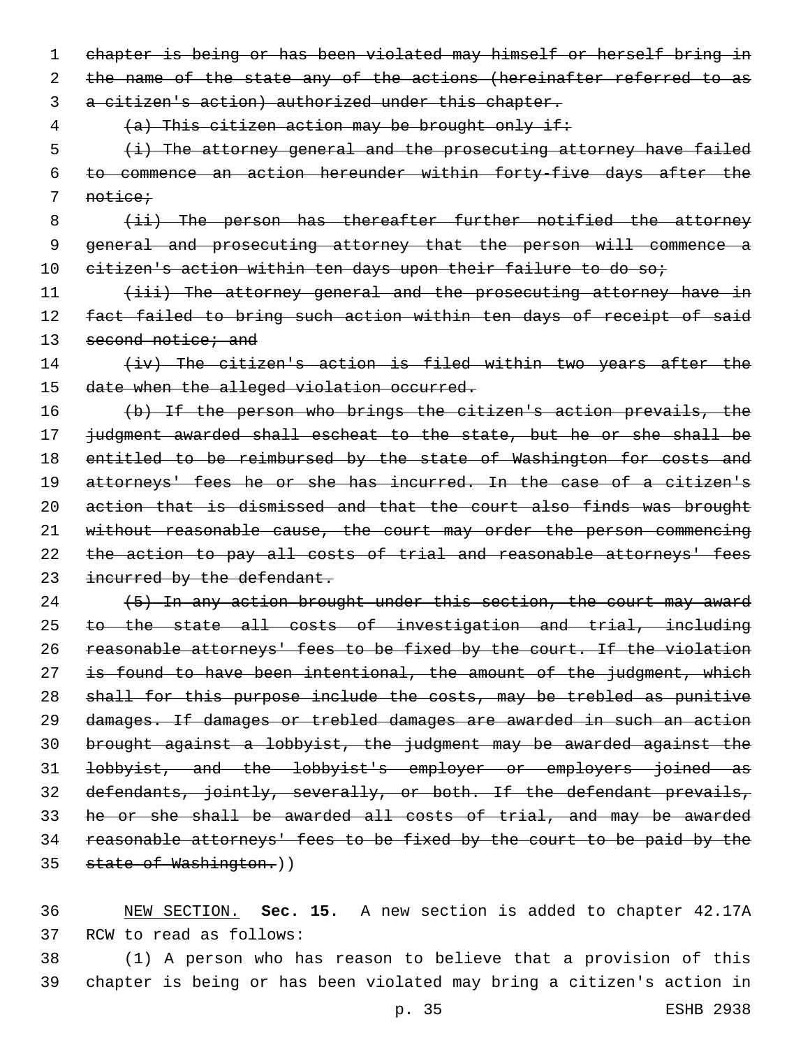~~chapter is being or has been violated may himself or herself bring in the name of the state any of the actions (hereinafter referred to as a citizen's action) authorized under this chapter.~~

~~(a) This citizen action may be brought only if:~~

~~(i) The attorney general and the prosecuting attorney have failed to commence an action hereunder within forty-five days after the notice;~~

~~(ii) The person has thereafter further notified the attorney general and prosecuting attorney that the person will commence a citizen's action within ten days upon their failure to do so;~~

~~(iii) The attorney general and the prosecuting attorney have in fact failed to bring such action within ten days of receipt of said second notice; and~~

~~(iv) The citizen's action is filed within two years after the date when the alleged violation occurred.~~

~~(b) If the person who brings the citizen's action prevails, the judgment awarded shall escheat to the state, but he or she shall be entitled to be reimbursed by the state of Washington for costs and attorneys' fees he or she has incurred. In the case of a citizen's action that is dismissed and that the court also finds was brought without reasonable cause, the court may order the person commencing the action to pay all costs of trial and reasonable attorneys' fees incurred by the defendant.~~

~~(5) In any action brought under this section, the court may award to the state all costs of investigation and trial, including reasonable attorneys' fees to be fixed by the court. If the violation is found to have been intentional, the amount of the judgment, which shall for this purpose include the costs, may be trebled as punitive damages. If damages or trebled damages are awarded in such an action brought against a lobbyist, the judgment may be awarded against the lobbyist, and the lobbyist's employer or employers joined as defendants, jointly, severally, or both. If the defendant prevails, he or she shall be awarded all costs of trial, and may be awarded reasonable attorneys' fees to be fixed by the court to be paid by the state of Washington.~~))

<u>NEW SECTION.</u> **Sec. 15.** A new section is added to chapter 42.17A RCW to read as follows:

(1) A person who has reason to believe that a provision of this chapter is being or has been violated may bring a citizen's action in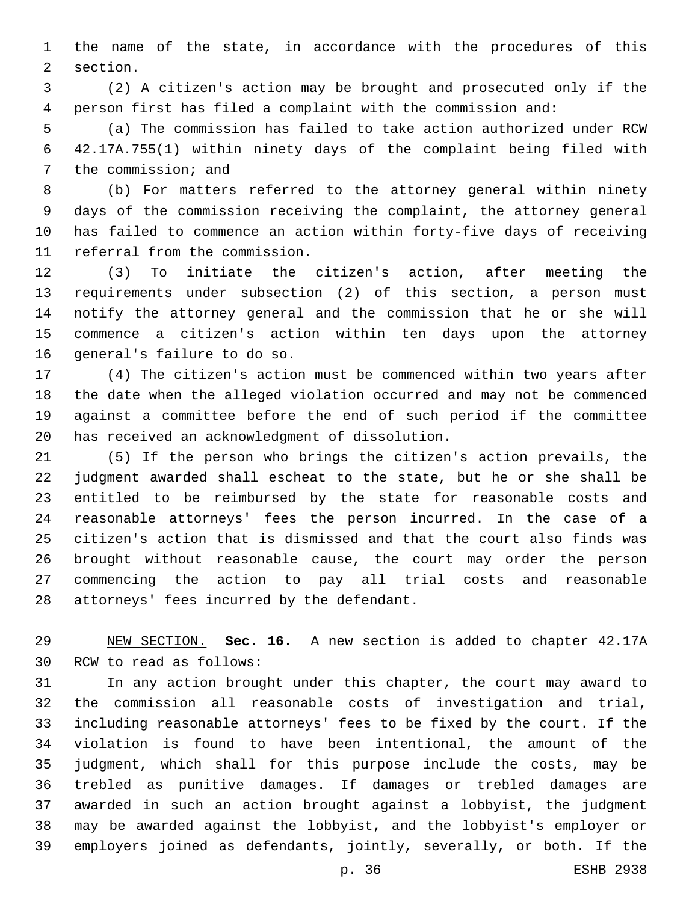the name of the state, in accordance with the procedures of this section.

(2) A citizen's action may be brought and prosecuted only if the person first has filed a complaint with the commission and:

(a) The commission has failed to take action authorized under RCW 42.17A.755(1) within ninety days of the complaint being filed with the commission; and

(b) For matters referred to the attorney general within ninety days of the commission receiving the complaint, the attorney general has failed to commence an action within forty-five days of receiving referral from the commission.

(3) To initiate the citizen's action, after meeting the requirements under subsection (2) of this section, a person must notify the attorney general and the commission that he or she will commence a citizen's action within ten days upon the attorney general's failure to do so.

(4) The citizen's action must be commenced within two years after the date when the alleged violation occurred and may not be commenced against a committee before the end of such period if the committee has received an acknowledgment of dissolution.

(5) If the person who brings the citizen's action prevails, the judgment awarded shall escheat to the state, but he or she shall be entitled to be reimbursed by the state for reasonable costs and reasonable attorneys' fees the person incurred. In the case of a citizen's action that is dismissed and that the court also finds was brought without reasonable cause, the court may order the person commencing the action to pay all trial costs and reasonable attorneys' fees incurred by the defendant.

NEW SECTION. **Sec. 16.** A new section is added to chapter 42.17A RCW to read as follows:

In any action brought under this chapter, the court may award to the commission all reasonable costs of investigation and trial, including reasonable attorneys' fees to be fixed by the court. If the violation is found to have been intentional, the amount of the judgment, which shall for this purpose include the costs, may be trebled as punitive damages. If damages or trebled damages are awarded in such an action brought against a lobbyist, the judgment may be awarded against the lobbyist, and the lobbyist's employer or employers joined as defendants, jointly, severally, or both. If the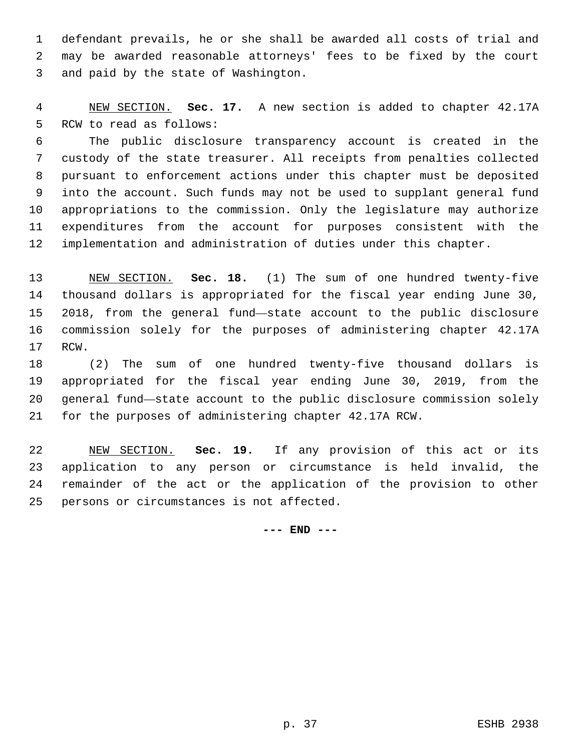defendant prevails, he or she shall be awarded all costs of trial and may be awarded reasonable attorneys' fees to be fixed by the court and paid by the state of Washington.

NEW SECTION. **Sec. 17.** A new section is added to chapter 42.17A RCW to read as follows:

The public disclosure transparency account is created in the custody of the state treasurer. All receipts from penalties collected pursuant to enforcement actions under this chapter must be deposited into the account. Such funds may not be used to supplant general fund appropriations to the commission. Only the legislature may authorize expenditures from the account for purposes consistent with the implementation and administration of duties under this chapter.

NEW SECTION. **Sec. 18.** (1) The sum of one hundred twenty-five thousand dollars is appropriated for the fiscal year ending June 30, 2018, from the general fund—state account to the public disclosure commission solely for the purposes of administering chapter 42.17A RCW.

(2) The sum of one hundred twenty-five thousand dollars is appropriated for the fiscal year ending June 30, 2019, from the general fund—state account to the public disclosure commission solely for the purposes of administering chapter 42.17A RCW.

NEW SECTION. **Sec. 19.** If any provision of this act or its application to any person or circumstance is held invalid, the remainder of the act or the application of the provision to other persons or circumstances is not affected.

**--- END ---**